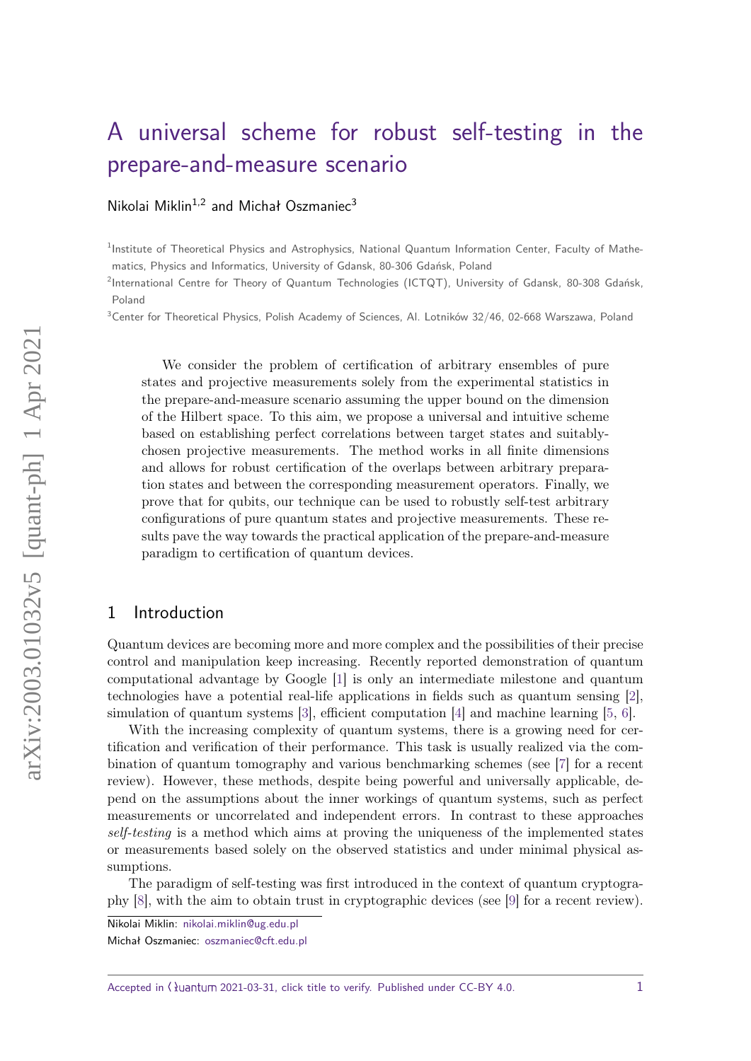# A universal scheme for robust self-testing in the prepare-and-measure scenario

Nikolai Miklin[1,2] and Michał Oszmaniec[3]

[1]Institute of Theoretical Physics and Astrophysics, National Quantum Information Center, Faculty of Mathematics, Physics and Informatics, University of Gdansk, 80-306 Gdańsk, Poland

[2]International Centre for Theory of Quantum Technologies (ICTQT), University of Gdansk, 80-308 Gdańsk, Poland

[3]Center for Theoretical Physics, Polish Academy of Sciences, Al. Lotników 32/46, 02-668 Warszawa, Poland

We consider the problem of certification of arbitrary ensembles of pure states and projective measurements solely from the experimental statistics in the prepare-and-measure scenario assuming the upper bound on the dimension of the Hilbert space. To this aim, we propose a universal and intuitive scheme based on establishing perfect correlations between target states and suitably-chosen projective measurements. The method works in all finite dimensions and allows for robust certification of the overlaps between arbitrary preparation states and between the corresponding measurement operators. Finally, we prove that for qubits, our technique can be used to robustly self-test arbitrary configurations of pure quantum states and projective measurements. These results pave the way towards the practical application of the prepare-and-measure paradigm to certification of quantum devices.

## 1 Introduction

Quantum devices are becoming more and more complex and the possibilities of their precise control and manipulation keep increasing. Recently reported demonstration of quantum computational advantage by Google [1] is only an intermediate milestone and quantum technologies have a potential real-life applications in fields such as quantum sensing [2], simulation of quantum systems [3], efficient computation [4] and machine learning [5, 6].

With the increasing complexity of quantum systems, there is a growing need for certification and verification of their performance. This task is usually realized via the combination of quantum tomography and various benchmarking schemes (see [7] for a recent review). However, these methods, despite being powerful and universally applicable, depend on the assumptions about the inner workings of quantum systems, such as perfect measurements or uncorrelated and independent errors. In contrast to these approaches *self-testing* is a method which aims at proving the uniqueness of the implemented states or measurements based solely on the observed statistics and under minimal physical assumptions.

The paradigm of self-testing was first introduced in the context of quantum cryptography [8], with the aim to obtain trust in cryptographic devices (see [9] for a recent review).

Nikolai Miklin: nikolai.miklin@ug.edu.pl
Michał Oszmaniec: oszmaniec@cft.edu.pl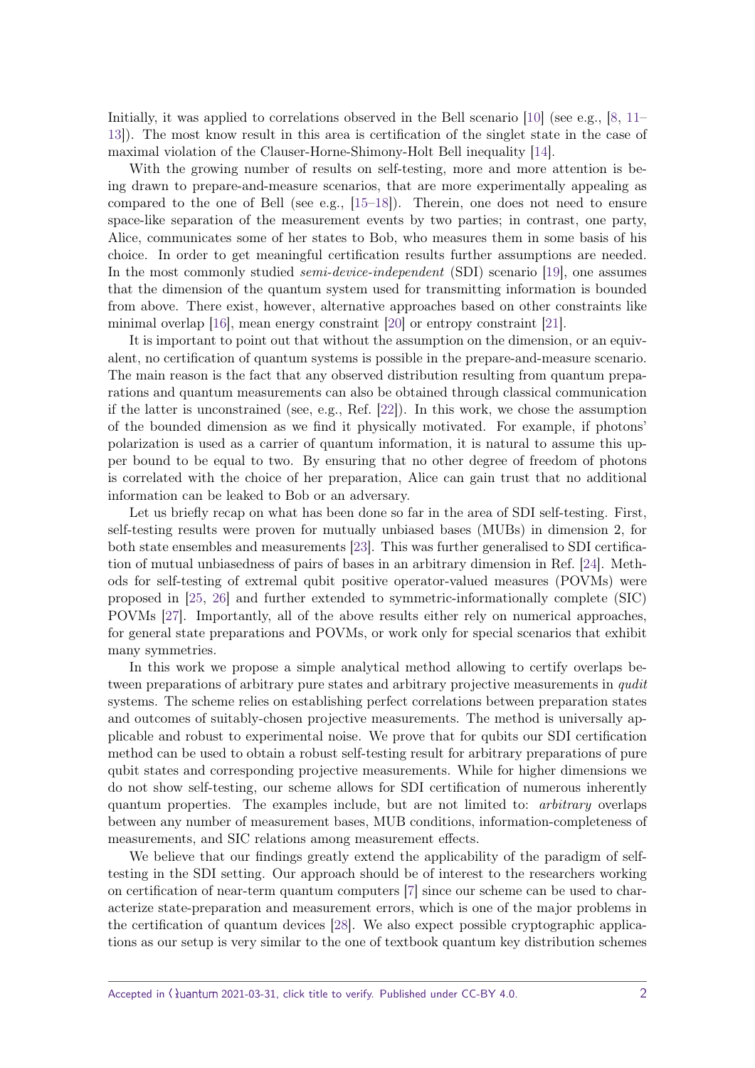Initially, it was applied to correlations observed in the Bell scenario [10] (see e.g., [8, 11–13]). The most know result in this area is certification of the singlet state in the case of maximal violation of the Clauser-Horne-Shimony-Holt Bell inequality [14].

With the growing number of results on self-testing, more and more attention is being drawn to prepare-and-measure scenarios, that are more experimentally appealing as compared to the one of Bell (see e.g., [15–18]). Therein, one does not need to ensure space-like separation of the measurement events by two parties; in contrast, one party, Alice, communicates some of her states to Bob, who measures them in some basis of his choice. In order to get meaningful certification results further assumptions are needed. In the most commonly studied *semi-device-independent* (SDI) scenario [19], one assumes that the dimension of the quantum system used for transmitting information is bounded from above. There exist, however, alternative approaches based on other constraints like minimal overlap [16], mean energy constraint [20] or entropy constraint [21].

It is important to point out that without the assumption on the dimension, or an equivalent, no certification of quantum systems is possible in the prepare-and-measure scenario. The main reason is the fact that any observed distribution resulting from quantum preparations and quantum measurements can also be obtained through classical communication if the latter is unconstrained (see, e.g., Ref. [22]). In this work, we chose the assumption of the bounded dimension as we find it physically motivated. For example, if photons' polarization is used as a carrier of quantum information, it is natural to assume this upper bound to be equal to two. By ensuring that no other degree of freedom of photons is correlated with the choice of her preparation, Alice can gain trust that no additional information can be leaked to Bob or an adversary.

Let us briefly recap on what has been done so far in the area of SDI self-testing. First, self-testing results were proven for mutually unbiased bases (MUBs) in dimension 2, for both state ensembles and measurements [23]. This was further generalised to SDI certification of mutual unbiasedness of pairs of bases in an arbitrary dimension in Ref. [24]. Methods for self-testing of extremal qubit positive operator-valued measures (POVMs) were proposed in [25, 26] and further extended to symmetric-informationally complete (SIC) POVMs [27]. Importantly, all of the above results either rely on numerical approaches, for general state preparations and POVMs, or work only for special scenarios that exhibit many symmetries.

In this work we propose a simple analytical method allowing to certify overlaps between preparations of arbitrary pure states and arbitrary projective measurements in *qudit* systems. The scheme relies on establishing perfect correlations between preparation states and outcomes of suitably-chosen projective measurements. The method is universally applicable and robust to experimental noise. We prove that for qubits our SDI certification method can be used to obtain a robust self-testing result for arbitrary preparations of pure qubit states and corresponding projective measurements. While for higher dimensions we do not show self-testing, our scheme allows for SDI certification of numerous inherently quantum properties. The examples include, but are not limited to: *arbitrary* overlaps between any number of measurement bases, MUB conditions, information-completeness of measurements, and SIC relations among measurement effects.

We believe that our findings greatly extend the applicability of the paradigm of self-testing in the SDI setting. Our approach should be of interest to the researchers working on certification of near-term quantum computers [7] since our scheme can be used to characterize state-preparation and measurement errors, which is one of the major problems in the certification of quantum devices [28]. We also expect possible cryptographic applications as our setup is very similar to the one of textbook quantum key distribution schemes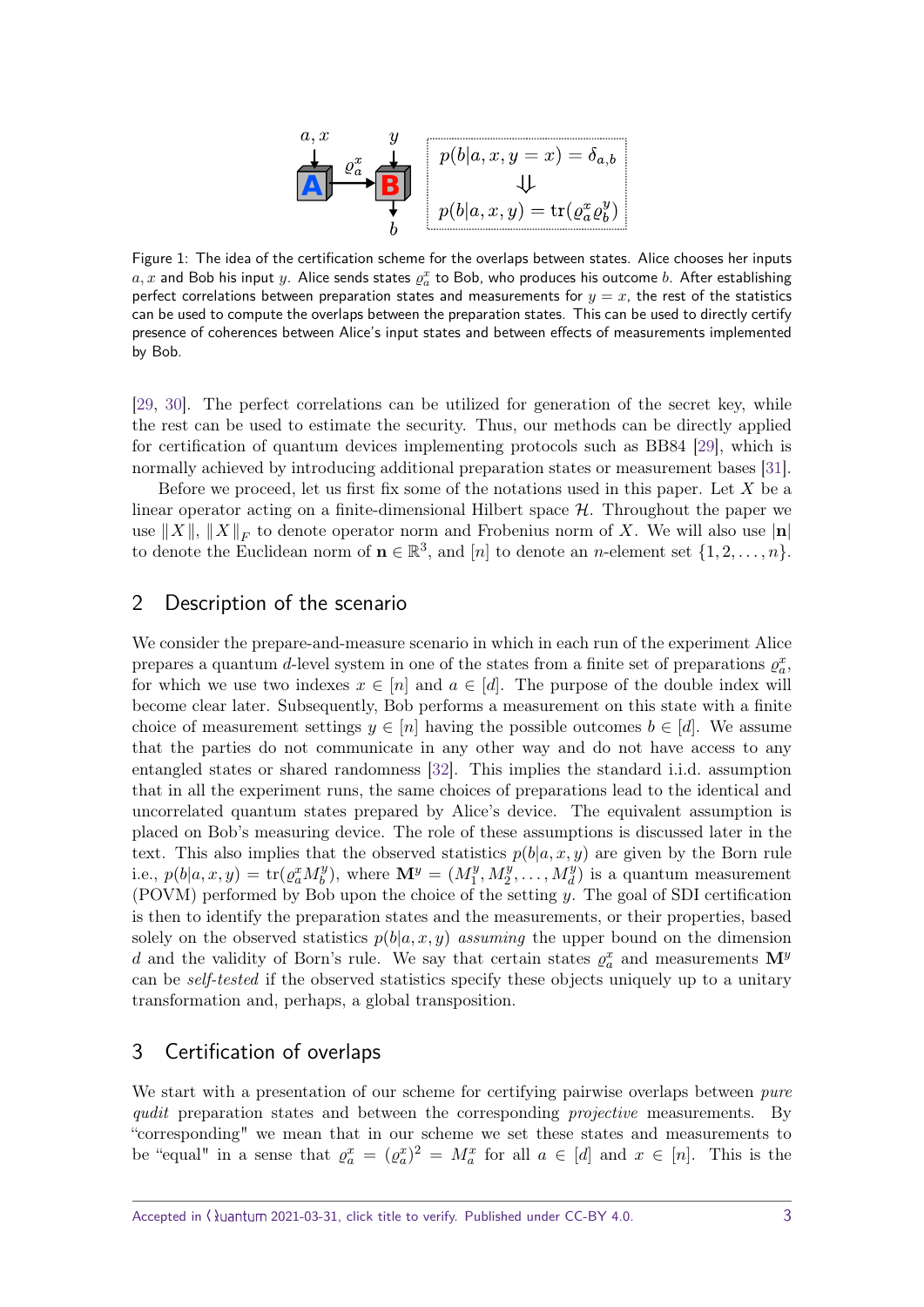Figure 1: The idea of the certification scheme for the overlaps between states. Alice chooses her inputs $a, x$ and Bob his input $y$. Alice sends states $\varrho_a^x$ to Bob, who produces his outcome $b$. After establishing perfect correlations between preparation states and measurements for $y = x$, the rest of the statistics can be used to compute the overlaps between the preparation states. This can be used to directly certify presence of coherences between Alice's input states and between effects of measurements implemented by Bob.

[29, 30]. The perfect correlations can be utilized for generation of the secret key, while the rest can be used to estimate the security. Thus, our methods can be directly applied for certification of quantum devices implementing protocols such as BB84 [29], which is normally achieved by introducing additional preparation states or measurement bases [31].

Before we proceed, let us first fix some of the notations used in this paper. Let $X$ be a linear operator acting on a finite-dimensional Hilbert space $\mathcal{H}$. Throughout the paper we use $\|X\|$, $\|X\|_F$ to denote operator norm and Frobenius norm of $X$. We will also use $|\mathbf{n}|$ to denote the Euclidean norm of $\mathbf{n} \in \mathbb{R}^3$, and $[n]$ to denote an $n$-element set $\{1, 2, \ldots, n\}$.

## 2 Description of the scenario

We consider the prepare-and-measure scenario in which in each run of the experiment Alice prepares a quantum $d$-level system in one of the states from a finite set of preparations $\varrho_a^x$, for which we use two indexes $x \in [n]$ and $a \in [d]$. The purpose of the double index will become clear later. Subsequently, Bob performs a measurement on this state with a finite choice of measurement settings $y \in [n]$ having the possible outcomes $b \in [d]$. We assume that the parties do not communicate in any other way and do not have access to any entangled states or shared randomness [32]. This implies the standard i.i.d. assumption that in all the experiment runs, the same choices of preparations lead to the identical and uncorrelated quantum states prepared by Alice's device. The equivalent assumption is placed on Bob's measuring device. The role of these assumptions is discussed later in the text. This also implies that the observed statistics $p(b|a, x, y)$ are given by the Born rule i.e., $p(b|a, x, y) = \mathrm{tr}(\varrho_a^x M_b^y)$, where $\mathbf{M}^y = (M_1^y, M_2^y, \ldots, M_d^y)$ is a quantum measurement (POVM) performed by Bob upon the choice of the setting $y$. The goal of SDI certification is then to identify the preparation states and the measurements, or their properties, based solely on the observed statistics $p(b|a, x, y)$ *assuming* the upper bound on the dimension $d$ and the validity of Born's rule. We say that certain states $\varrho_a^x$ and measurements $\mathbf{M}^y$ can be *self-tested* if the observed statistics specify these objects uniquely up to a unitary transformation and, perhaps, a global transposition.

## 3 Certification of overlaps

We start with a presentation of our scheme for certifying pairwise overlaps between *pure qudit* preparation states and between the corresponding *projective* measurements. By "corresponding" we mean that in our scheme we set these states and measurements to be "equal" in a sense that $\varrho_a^x = (\varrho_a^x)^2 = M_a^x$ for all $a \in [d]$ and $x \in [n]$. This is the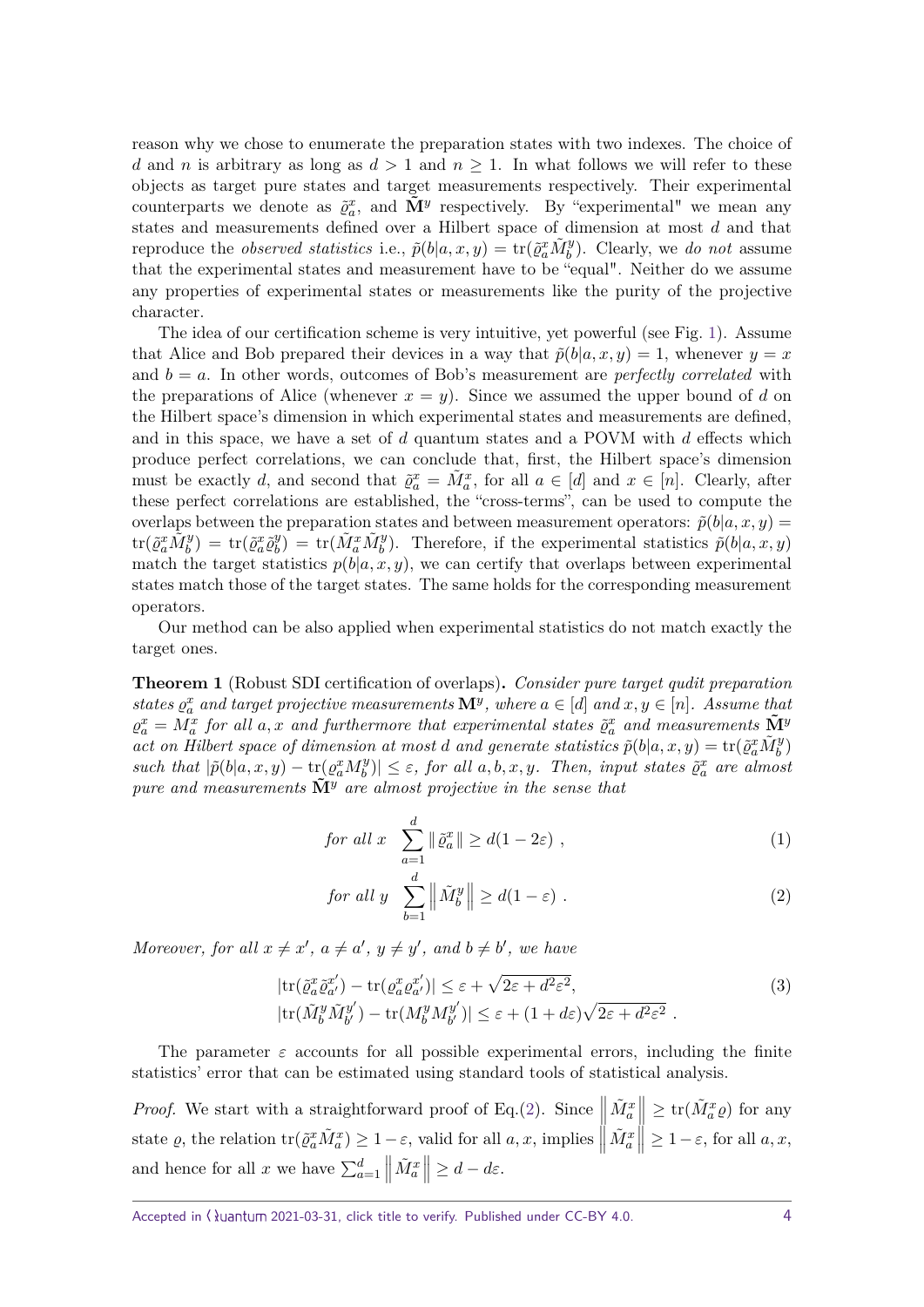reason why we chose to enumerate the preparation states with two indexes. The choice of $d$ and $n$ is arbitrary as long as $d > 1$ and $n \geq 1$. In what follows we will refer to these objects as target pure states and target measurements respectively. Their experimental counterparts we denote as $\tilde{\varrho}_a^x$, and $\tilde{\mathbf{M}}^y$ respectively. By "experimental" we mean any states and measurements defined over a Hilbert space of dimension at most $d$ and that reproduce the *observed statistics* i.e., $\tilde{p}(b|a,x,y) = \mathrm{tr}(\tilde{\varrho}_a^x \tilde{M}_b^y)$. Clearly, we *do not* assume that the experimental states and measurement have to be "equal". Neither do we assume any properties of experimental states or measurements like the purity of the projective character.

The idea of our certification scheme is very intuitive, yet powerful (see Fig. 1). Assume that Alice and Bob prepared their devices in a way that $\tilde{p}(b|a,x,y) = 1$, whenever $y = x$ and $b = a$. In other words, outcomes of Bob's measurement are *perfectly correlated* with the preparations of Alice (whenever $x = y$). Since we assumed the upper bound of $d$ on the Hilbert space's dimension in which experimental states and measurements are defined, and in this space, we have a set of $d$ quantum states and a POVM with $d$ effects which produce perfect correlations, we can conclude that, first, the Hilbert space's dimension must be exactly $d$, and second that $\tilde{\varrho}_a^x = \tilde{M}_a^x$, for all $a \in [d]$ and $x \in [n]$. Clearly, after these perfect correlations are established, the "cross-terms", can be used to compute the overlaps between the preparation states and between measurement operators: $\tilde{p}(b|a,x,y) = \mathrm{tr}(\tilde{\varrho}_a^x \tilde{M}_b^y) = \mathrm{tr}(\tilde{\varrho}_a^x \tilde{\varrho}_b^y) = \mathrm{tr}(\tilde{M}_a^x \tilde{M}_b^y)$. Therefore, if the experimental statistics $\tilde{p}(b|a,x,y)$ match the target statistics $p(b|a,x,y)$, we can certify that overlaps between experimental states match those of the target states. The same holds for the corresponding measurement operators.

Our method can be also applied when experimental statistics do not match exactly the target ones.

**Theorem 1** (Robust SDI certification of overlaps)**.** *Consider pure target qudit preparation states $\varrho_a^x$ and target projective measurements $\mathbf{M}^y$, where $a \in [d]$ and $x, y \in [n]$. Assume that $\varrho_a^x = M_a^x$ for all $a, x$ and furthermore that experimental states $\tilde{\varrho}_a^x$ and measurements $\tilde{\mathbf{M}}^y$ act on Hilbert space of dimension at most $d$ and generate statistics $\tilde{p}(b|a,x,y) = \mathrm{tr}(\tilde{\varrho}_a^x \tilde{M}_b^y)$ such that $|\tilde{p}(b|a,x,y) - \mathrm{tr}(\varrho_a^x M_b^y)| \leq \varepsilon$, for all $a, b, x, y$. Then, input states $\tilde{\varrho}_a^x$ are almost pure and measurements $\tilde{\mathbf{M}}^y$ are almost projective in the sense that*

$$\text{for all } x \quad \sum_{a=1}^{d} \|\,\tilde{\varrho}_a^x\,\| \geq d(1-2\varepsilon)\ , \tag{1}$$

$$\text{for all } y \quad \sum_{b=1}^{d} \left\|\tilde{M}_b^y\right\| \geq d(1-\varepsilon)\ . \tag{2}$$

*Moreover, for all $x \neq x'$, $a \neq a'$, $y \neq y'$, and $b \neq b'$, we have*

$$\begin{aligned} &|\mathrm{tr}(\tilde{\varrho}_a^x \tilde{\varrho}_{a'}^{x'}) - \mathrm{tr}(\varrho_a^x \varrho_{a'}^{x'})| \leq \varepsilon + \sqrt{2\varepsilon + d^2\varepsilon^2}, \\ &|\mathrm{tr}(\tilde{M}_b^y \tilde{M}_{b'}^{y'}) - \mathrm{tr}(M_b^y M_{b'}^{y'})| \leq \varepsilon + (1+d\varepsilon)\sqrt{2\varepsilon + d^2\varepsilon^2}\ . \end{aligned} \tag{3}$$

The parameter $\varepsilon$ accounts for all possible experimental errors, including the finite statistics' error that can be estimated using standard tools of statistical analysis.

*Proof.* We start with a straightforward proof of Eq.(2). Since $\left\|\tilde{M}_a^x\right\| \geq \mathrm{tr}(\tilde{M}_a^x \varrho)$ for any state $\varrho$, the relation $\mathrm{tr}(\tilde{\varrho}_a^x \tilde{M}_a^x) \geq 1 - \varepsilon$, valid for all $a, x$, implies $\left\|\tilde{M}_a^x\right\| \geq 1 - \varepsilon$, for all $a, x$, and hence for all $x$ we have $\sum_{a=1}^{d} \left\|\tilde{M}_a^x\right\| \geq d - d\varepsilon$.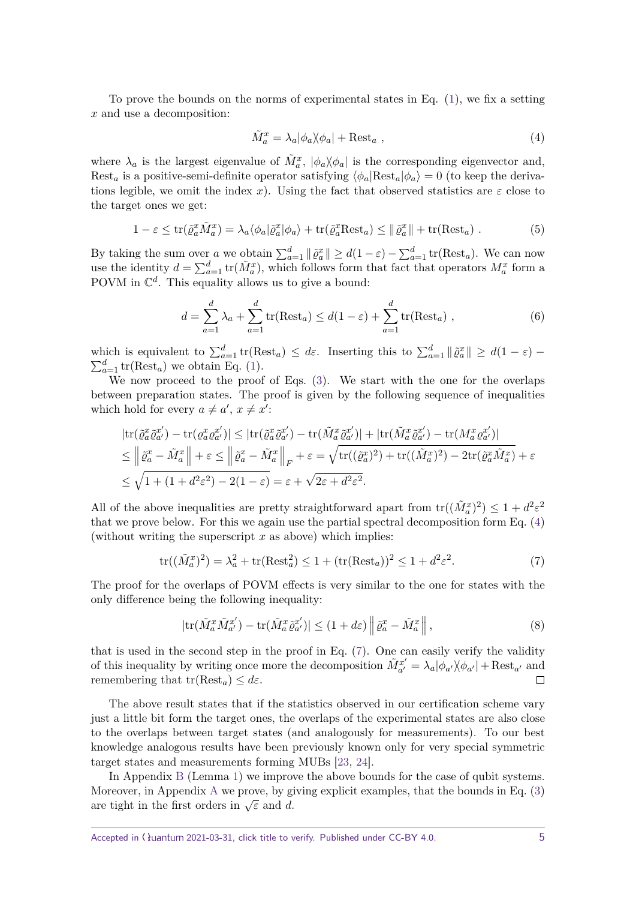To prove the bounds on the norms of experimental states in Eq. (1), we fix a setting $x$ and use a decomposition:

$$\tilde{M}_a^x = \lambda_a |\phi_a\rangle\langle\phi_a| + \mathrm{Rest}_a \;, \tag{4}$$

where $\lambda_a$ is the largest eigenvalue of $\tilde{M}_a^x$, $|\phi_a\rangle\langle\phi_a|$ is the corresponding eigenvector and, $\mathrm{Rest}_a$ is a positive-semi-definite operator satisfying $\langle\phi_a|\mathrm{Rest}_a|\phi_a\rangle = 0$ (to keep the derivations legible, we omit the index $x$). Using the fact that observed statistics are $\varepsilon$ close to the target ones we get:

$$1 - \varepsilon \leq \mathrm{tr}(\tilde{\varrho}_a^x \tilde{M}_a^x) = \lambda_a \langle\phi_a|\tilde{\varrho}_a^x|\phi_a\rangle + \mathrm{tr}(\tilde{\varrho}_a^x \mathrm{Rest}_a) \leq \|\tilde{\varrho}_a^x\| + \mathrm{tr}(\mathrm{Rest}_a) \;. \tag{5}$$

By taking the sum over $a$ we obtain $\sum_{a=1}^d \|\tilde{\varrho}_a^x\| \geq d(1-\varepsilon) - \sum_{a=1}^d \mathrm{tr}(\mathrm{Rest}_a)$. We can now use the identity $d = \sum_{a=1}^d \mathrm{tr}(\tilde{M}_a^x)$, which follows form that fact that operators $M_a^x$ form a POVM in $\mathbb{C}^d$. This equality allows us to give a bound:

$$d = \sum_{a=1}^d \lambda_a + \sum_{a=1}^d \mathrm{tr}(\mathrm{Rest}_a) \leq d(1-\varepsilon) + \sum_{a=1}^d \mathrm{tr}(\mathrm{Rest}_a) \;, \tag{6}$$

which is equivalent to $\sum_{a=1}^d \mathrm{tr}(\mathrm{Rest}_a) \leq d\varepsilon$. Inserting this to $\sum_{a=1}^d \|\tilde{\varrho}_a^x\| \geq d(1-\varepsilon) - \sum_{a=1}^d \mathrm{tr}(\mathrm{Rest}_a)$ we obtain Eq. (1).

We now proceed to the proof of Eqs. (3). We start with the one for the overlaps between preparation states. The proof is given by the following sequence of inequalities which hold for every $a \neq a'$, $x \neq x'$:

$$\begin{aligned}
&|\mathrm{tr}(\tilde{\varrho}_a^x \tilde{\varrho}_{a'}^{x'}) - \mathrm{tr}(\varrho_a^x \varrho_{a'}^{x'})| \leq |\mathrm{tr}(\tilde{\varrho}_a^x \tilde{\varrho}_{a'}^{x'}) - \mathrm{tr}(\tilde{M}_a^x \tilde{\varrho}_{a'}^{x'})| + |\mathrm{tr}(\tilde{M}_a^x \tilde{\varrho}_{a'}^{x'}) - \mathrm{tr}(M_a^x \varrho_{a'}^{x'})| \\
&\leq \left\| \tilde{\varrho}_a^x - \tilde{M}_a^x \right\| + \varepsilon \leq \left\| \tilde{\varrho}_a^x - \tilde{M}_a^x \right\|_F + \varepsilon = \sqrt{\mathrm{tr}((\tilde{\varrho}_a^x)^2) + \mathrm{tr}((\tilde{M}_a^x)^2) - 2\mathrm{tr}(\tilde{\varrho}_a^x \tilde{M}_a^x)} + \varepsilon \\
&\leq \sqrt{1 + (1 + d^2\varepsilon^2) - 2(1-\varepsilon)} = \varepsilon + \sqrt{2\varepsilon + d^2\varepsilon^2}.
\end{aligned}$$

All of the above inequalities are pretty straightforward apart from $\mathrm{tr}((\tilde{M}_a^x)^2) \leq 1 + d^2\varepsilon^2$ that we prove below. For this we again use the partial spectral decomposition form Eq. (4) (without writing the superscript $x$ as above) which implies:

$$\mathrm{tr}((\tilde{M}_a^x)^2) = \lambda_a^2 + \mathrm{tr}(\mathrm{Rest}_a^2) \leq 1 + (\mathrm{tr}(\mathrm{Rest}_a))^2 \leq 1 + d^2\varepsilon^2. \tag{7}$$

The proof for the overlaps of POVM effects is very similar to the one for states with the only difference being the following inequality:

$$|\mathrm{tr}(\tilde{M}_a^x \tilde{M}_{a'}^{x'}) - \mathrm{tr}(\tilde{M}_a^x \tilde{\varrho}_{a'}^{x'})| \leq (1 + d\varepsilon) \left\| \tilde{\varrho}_a^x - \tilde{M}_a^x \right\|, \tag{8}$$

that is used in the second step in the proof in Eq. (7). One can easily verify the validity of this inequality by writing once more the decomposition $\tilde{M}_{a'}^{x'} = \lambda_a |\phi_{a'}\rangle\langle\phi_{a'}| + \mathrm{Rest}_{a'}$ and remembering that $\mathrm{tr}(\mathrm{Rest}_a) \leq d\varepsilon$. □

The above result states that if the statistics observed in our certification scheme vary just a little bit form the target ones, the overlaps of the experimental states are also close to the overlaps between target states (and analogously for measurements). To our best knowledge analogous results have been previously known only for very special symmetric target states and measurements forming MUBs [23, 24].

In Appendix B (Lemma 1) we improve the above bounds for the case of qubit systems. Moreover, in Appendix A we prove, by giving explicit examples, that the bounds in Eq. (3) are tight in the first orders in $\sqrt{\varepsilon}$ and $d$.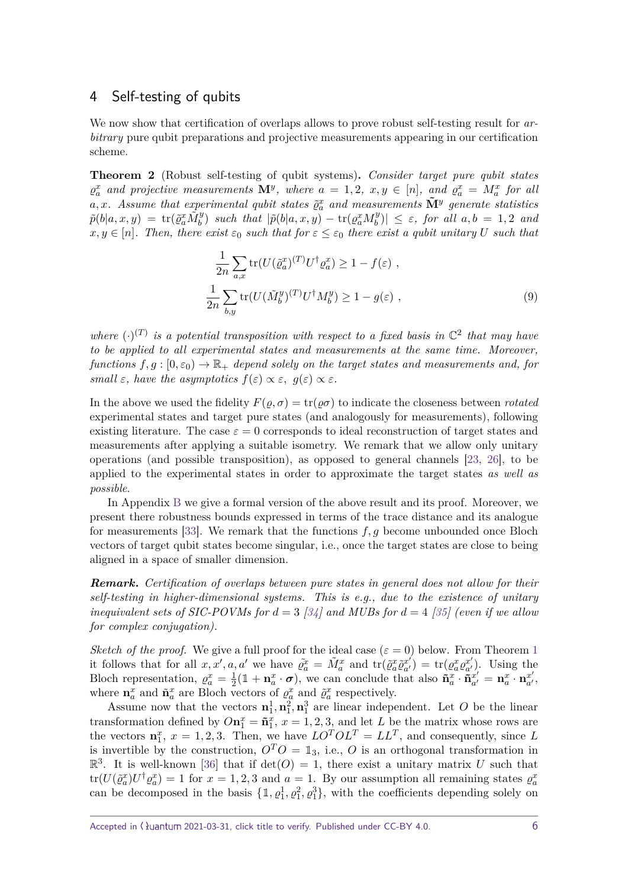## 4 Self-testing of qubits

We now show that certification of overlaps allows to prove robust self-testing result for *arbitrary* pure qubit preparations and projective measurements appearing in our certification scheme.

**Theorem 2** (Robust self-testing of qubit systems)**.** *Consider target pure qubit states $\varrho_a^x$ and projective measurements $\mathbf{M}^y$, where $a = 1, 2$, $x, y \in [n]$, and $\varrho_a^x = M_a^x$ for all $a, x$. Assume that experimental qubit states $\tilde{\varrho}_a^x$ and measurements $\tilde{\mathbf{M}}^y$ generate statistics $\tilde{p}(b|a, x, y) = \mathrm{tr}(\tilde{\varrho}_a^x \tilde{M}_b^y)$ such that $|\tilde{p}(b|a, x, y) - \mathrm{tr}(\varrho_a^x M_b^y)| \leq \varepsilon$, for all $a, b = 1, 2$ and $x, y \in [n]$. Then, there exist $\varepsilon_0$ such that for $\varepsilon \leq \varepsilon_0$ there exist a qubit unitary $U$ such that*

$$
\begin{aligned}
\frac{1}{2n}\sum_{a,x}\mathrm{tr}(U(\tilde{\varrho}_a^x)^{(T)}U^\dagger\varrho_a^x) &\geq 1 - f(\varepsilon)\ , \\
\frac{1}{2n}\sum_{b,y}\mathrm{tr}(U(\tilde{M}_b^y)^{(T)}U^\dagger M_b^y) &\geq 1 - g(\varepsilon)\ ,
\end{aligned} \tag{9}
$$

*where $(\cdot)^{(T)}$ is a potential transposition with respect to a fixed basis in $\mathbb{C}^2$ that may have to be applied to all experimental states and measurements at the same time. Moreover, functions $f, g : [0, \varepsilon_0) \to \mathbb{R}_+$ depend solely on the target states and measurements and, for small $\varepsilon$, have the asymptotics $f(\varepsilon) \propto \varepsilon$, $g(\varepsilon) \propto \varepsilon$.*

In the above we used the fidelity $F(\varrho, \sigma) = \mathrm{tr}(\varrho\sigma)$ to indicate the closeness between *rotated* experimental states and target pure states (and analogously for measurements), following existing literature. The case $\varepsilon = 0$ corresponds to ideal reconstruction of target states and measurements after applying a suitable isometry. We remark that we allow only unitary operations (and possible transposition), as opposed to general channels [23, 26], to be applied to the experimental states in order to approximate the target states *as well as possible*.

In Appendix B we give a formal version of the above result and its proof. Moreover, we present there robustness bounds expressed in terms of the trace distance and its analogue for measurements [33]. We remark that the functions $f, g$ become unbounded once Bloch vectors of target qubit states become singular, i.e., once the target states are close to being aligned in a space of smaller dimension.

***Remark.*** *Certification of overlaps between pure states in general does not allow for their self-testing in higher-dimensional systems. This is e.g., due to the existence of unitary inequivalent sets of SIC-POVMs for $d = 3$ [34] and MUBs for $d = 4$ [35] (even if we allow for complex conjugation).*

*Sketch of the proof.* We give a full proof for the ideal case ($\varepsilon = 0$) below. From Theorem 1 it follows that for all $x, x', a, a'$ we have $\tilde{\varrho}_a^x = \tilde{M}_a^x$ and $\mathrm{tr}(\tilde{\varrho}_a^x \tilde{\varrho}_{a'}^{x'}) = \mathrm{tr}(\varrho_a^x \varrho_{a'}^{x'})$. Using the Bloch representation, $\varrho_a^x = \frac{1}{2}(\mathbb{1} + \mathbf{n}_a^x \cdot \boldsymbol{\sigma})$, we can conclude that also $\tilde{\mathbf{n}}_a^x \cdot \tilde{\mathbf{n}}_{a'}^{x'} = \mathbf{n}_a^x \cdot \mathbf{n}_{a'}^{x'}$, where $\mathbf{n}_a^x$ and $\tilde{\mathbf{n}}_a^x$ are Bloch vectors of $\varrho_a^x$ and $\tilde{\varrho}_a^x$ respectively.

Assume now that the vectors $\mathbf{n}_1^1, \mathbf{n}_1^2, \mathbf{n}_1^3$ are linear independent. Let $O$ be the linear transformation defined by $O\mathbf{n}_1^x = \tilde{\mathbf{n}}_1^x$, $x = 1, 2, 3$, and let $L$ be the matrix whose rows are the vectors $\mathbf{n}_1^x$, $x = 1, 2, 3$. Then, we have $LO^TOL^T = LL^T$, and consequently, since $L$ is invertible by the construction, $O^TO = \mathbb{1}_3$, i.e., $O$ is an orthogonal transformation in $\mathbb{R}^3$. It is well-known [36] that if $\det(O) = 1$, there exist a unitary matrix $U$ such that $\mathrm{tr}(U(\tilde{\varrho}_a^x)U^\dagger\varrho_a^x) = 1$ for $x = 1, 2, 3$ and $a = 1$. By our assumption all remaining states $\varrho_a^x$ can be decomposed in the basis $\{\mathbb{1}, \varrho_1^1, \varrho_1^2, \varrho_1^3\}$, with the coefficients depending solely on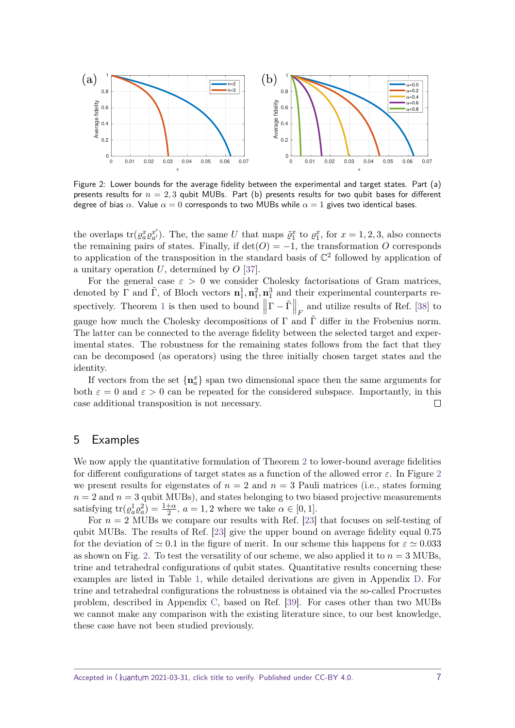Figure 2: Lower bounds for the average fidelity between the experimental and target states. Part (a) presents results for $n = 2, 3$ qubit MUBs. Part (b) presents results for two qubit bases for different degree of bias $\alpha$. Value $\alpha = 0$ corresponds to two MUBs while $\alpha = 1$ gives two identical bases.

the overlaps $\text{tr}(\varrho_a^x \varrho_{a'}^{x'})$. The, the same $U$ that maps $\tilde{\varrho}_1^x$ to $\varrho_1^x$, for $x = 1, 2, 3$, also connects the remaining pairs of states. Finally, if $\det(O) = -1$, the transformation $O$ corresponds to application of the transposition in the standard basis of $\mathbb{C}^2$ followed by application of a unitary operation $U$, determined by $O$ [37].

For the general case $\varepsilon > 0$ we consider Cholesky factorisations of Gram matrices, denoted by $\Gamma$ and $\tilde{\Gamma}$, of Bloch vectors $\mathbf{n}_1^1, \mathbf{n}_1^2, \mathbf{n}_1^3$ and their experimental counterparts respectively. Theorem 1 is then used to bound $\left\| \Gamma - \tilde{\Gamma} \right\|_F$ and utilize results of Ref. [38] to gauge how much the Cholesky decompositions of $\Gamma$ and $\tilde{\Gamma}$ differ in the Frobenius norm. The latter can be connected to the average fidelity between the selected target and experimental states. The robustness for the remaining states follows from the fact that they can be decomposed (as operators) using the three initially chosen target states and the identity.

If vectors from the set $\{\mathbf{n}_a^x\}$ span two dimensional space then the same arguments for both $\varepsilon = 0$ and $\varepsilon > 0$ can be repeated for the considered subspace. Importantly, in this case additional transposition is not necessary. □

## 5 Examples

We now apply the quantitative formulation of Theorem 2 to lower-bound average fidelities for different configurations of target states as a function of the allowed error $\varepsilon$. In Figure 2 we present results for eigenstates of $n = 2$ and $n = 3$ Pauli matrices (i.e., states forming $n = 2$ and $n = 3$ qubit MUBs), and states belonging to two biased projective measurements satisfying $\text{tr}(\varrho_a^1 \varrho_a^2) = \frac{1+\alpha}{2}$, $a = 1, 2$ where we take $\alpha \in [0, 1]$.

For $n = 2$ MUBs we compare our results with Ref. [23] that focuses on self-testing of qubit MUBs. The results of Ref. [23] give the upper bound on average fidelity equal 0.75 for the deviation of $\simeq 0.1$ in the figure of merit. In our scheme this happens for $\varepsilon \simeq 0.033$ as shown on Fig. 2. To test the versatility of our scheme, we also applied it to $n = 3$ MUBs, trine and tetrahedral configurations of qubit states. Quantitative results concerning these examples are listed in Table 1, while detailed derivations are given in Appendix D. For trine and tetrahedral configurations the robustness is obtained via the so-called Procrustes problem, described in Appendix C, based on Ref. [39]. For cases other than two MUBs we cannot make any comparison with the existing literature since, to our best knowledge, these case have not been studied previously.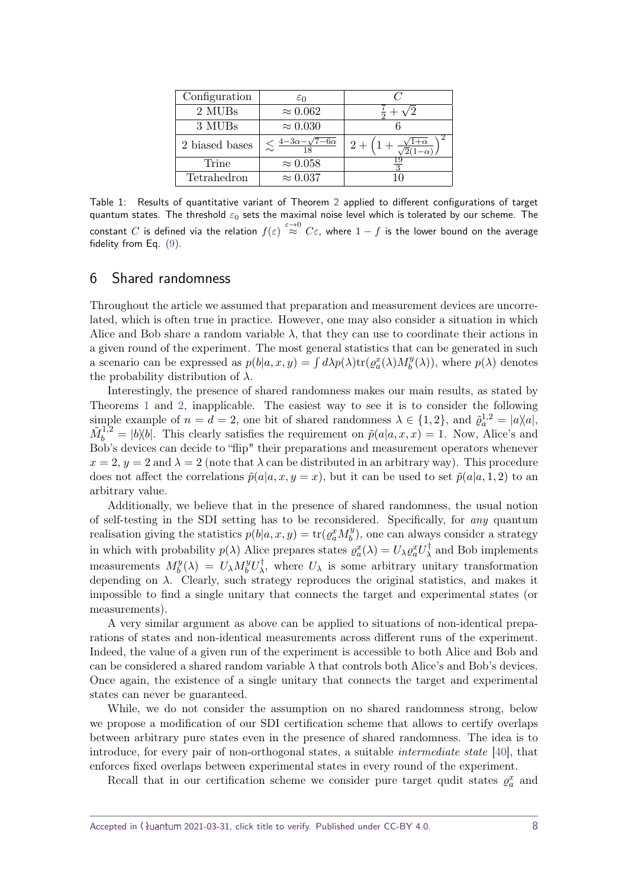| Configuration | $\varepsilon_0$ | $C$ |
|---|---|---|
| 2 MUBs | $\approx 0.062$ | $\frac{7}{2}+\sqrt{2}$ |
| 3 MUBs | $\approx 0.030$ | 6 |
| 2 biased bases | $\lesssim \frac{4-3\alpha-\sqrt{7-6\alpha}}{18}$ | $2+\left(1+\frac{\sqrt{1+\alpha}}{\sqrt{2}(1-\alpha)}\right)^2$ |
| Trine | $\approx 0.058$ | $\frac{19}{3}$ |
| Tetrahedron | $\approx 0.037$ | 10 |

Table 1: Results of quantitative variant of Theorem 2 applied to different configurations of target quantum states. The threshold $\varepsilon_0$ sets the maximal noise level which is tolerated by our scheme. The constant $C$ is defined via the relation $f(\varepsilon) \overset{\varepsilon\to 0}{\approx} C\varepsilon$, where $1-f$ is the lower bound on the average fidelity from Eq. (9).

## 6 Shared randomness

Throughout the article we assumed that preparation and measurement devices are uncorrelated, which is often true in practice. However, one may also consider a situation in which Alice and Bob share a random variable $\lambda$, that they can use to coordinate their actions in a given round of the experiment. The most general statistics that can be generated in such a scenario can be expressed as $p(b|a,x,y) = \int d\lambda p(\lambda) \mathrm{tr}(\varrho_a^x(\lambda) M_b^y(\lambda))$, where $p(\lambda)$ denotes the probability distribution of $\lambda$.

Interestingly, the presence of shared randomness makes our main results, as stated by Theorems 1 and 2, inapplicable. The easiest way to see it is to consider the following simple example of $n=d=2$, one bit of shared randomness $\lambda \in \{1,2\}$, and $\tilde{\varrho}_a^{1,2} = |a\rangle\langle a|$, $\tilde{M}_b^{1,2} = |b\rangle\langle b|$. This clearly satisfies the requirement on $\tilde{p}(a|a,x,x) = 1$. Now, Alice's and Bob's devices can decide to "flip" their preparations and measurement operators whenever $x=2$, $y=2$ and $\lambda=2$ (note that $\lambda$ can be distributed in an arbitrary way). This procedure does not affect the correlations $\tilde{p}(a|a,x,y=x)$, but it can be used to set $\tilde{p}(a|a,1,2)$ to an arbitrary value.

Additionally, we believe that in the presence of shared randomness, the usual notion of self-testing in the SDI setting has to be reconsidered. Specifically, for *any* quantum realisation giving the statistics $p(b|a,x,y) = \mathrm{tr}(\varrho_a^x M_b^y)$, one can always consider a strategy in which with probability $p(\lambda)$ Alice prepares states $\varrho_a^x(\lambda) = U_\lambda \varrho_a^x U_\lambda^\dagger$ and Bob implements measurements $M_b^y(\lambda) = U_\lambda M_b^y U_\lambda^\dagger$, where $U_\lambda$ is some arbitrary unitary transformation depending on $\lambda$. Clearly, such strategy reproduces the original statistics, and makes it impossible to find a single unitary that connects the target and experimental states (or measurements).

A very similar argument as above can be applied to situations of non-identical preparations of states and non-identical measurements across different runs of the experiment. Indeed, the value of a given run of the experiment is accessible to both Alice and Bob and can be considered a shared random variable $\lambda$ that controls both Alice's and Bob's devices. Once again, the existence of a single unitary that connects the target and experimental states can never be guaranteed.

While, we do not consider the assumption on no shared randomness strong, below we propose a modification of our SDI certification scheme that allows to certify overlaps between arbitrary pure states even in the presence of shared randomness. The idea is to introduce, for every pair of non-orthogonal states, a suitable *intermediate state* [40], that enforces fixed overlaps between experimental states in every round of the experiment.

Recall that in our certification scheme we consider pure target qudit states $\varrho_a^x$ and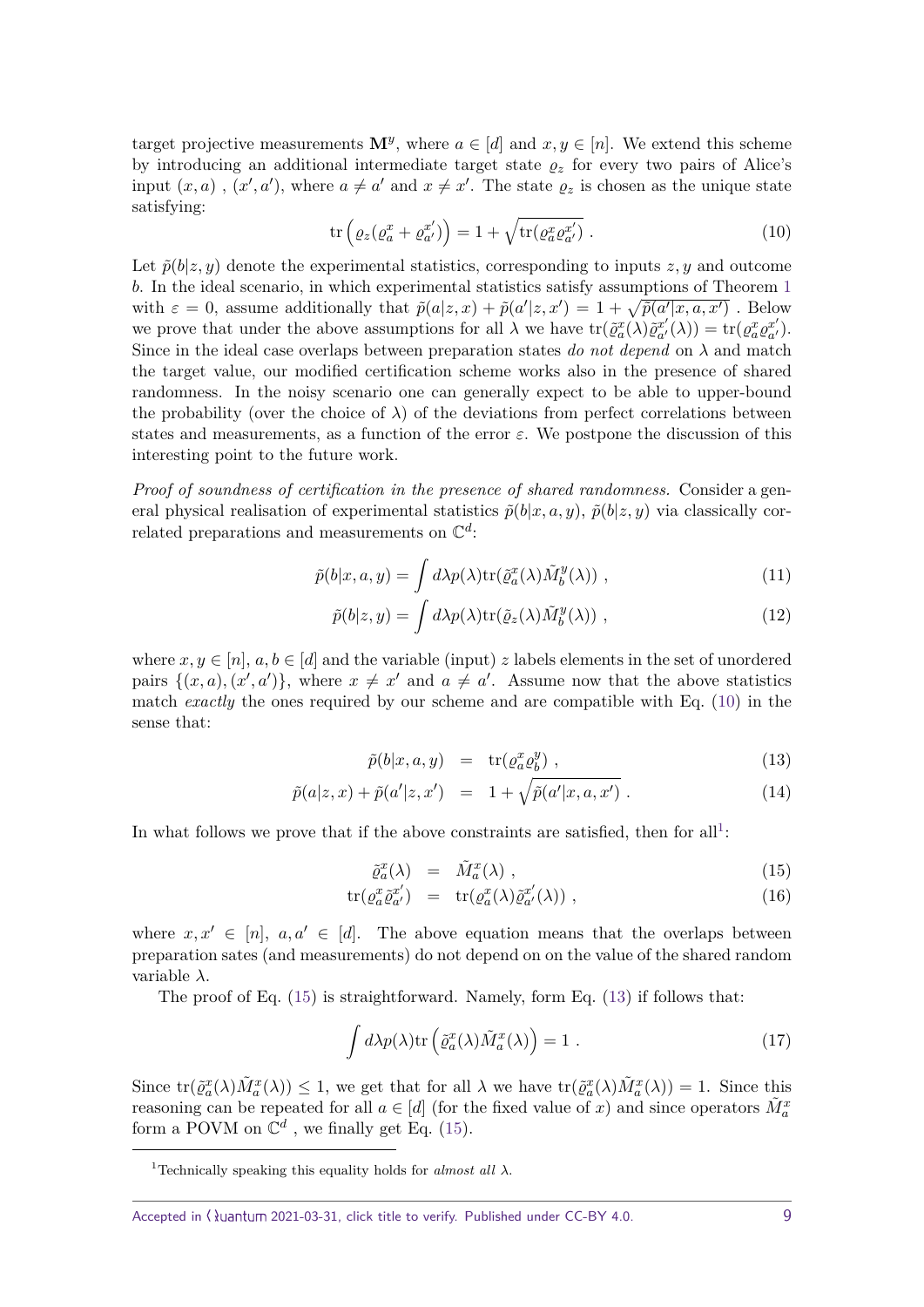target projective measurements $\mathbf{M}^y$, where $a \in [d]$ and $x, y \in [n]$. We extend this scheme by introducing an additional intermediate target state $\varrho_z$ for every two pairs of Alice's input $(x,a)$ , $(x',a')$, where $a \neq a'$ and $x \neq x'$. The state $\varrho_z$ is chosen as the unique state satisfying:

$$\operatorname{tr}\left(\varrho_z(\varrho_a^x + \varrho_{a'}^{x'})\right) = 1 + \sqrt{\operatorname{tr}(\varrho_a^x \varrho_{a'}^{x'})} \ . \tag{10}$$

Let $\tilde{p}(b|z,y)$ denote the experimental statistics, corresponding to inputs $z, y$ and outcome $b$. In the ideal scenario, in which experimental statistics satisfy assumptions of Theorem 1 with $\varepsilon = 0$, assume additionally that $\tilde{p}(a|z,x) + \tilde{p}(a'|z,x') = 1 + \sqrt{\tilde{p}(a'|x,a,x')}$ . Below we prove that under the above assumptions for all $\lambda$ we have $\operatorname{tr}(\tilde{\varrho}_a^x(\lambda)\tilde{\varrho}_{a'}^{x'}(\lambda)) = \operatorname{tr}(\varrho_a^x \varrho_{a'}^{x'})$. Since in the ideal case overlaps between preparation states *do not depend* on $\lambda$ and match the target value, our modified certification scheme works also in the presence of shared randomness. In the noisy scenario one can generally expect to be able to upper-bound the probability (over the choice of $\lambda$) of the deviations from perfect correlations between states and measurements, as a function of the error $\varepsilon$. We postpone the discussion of this interesting point to the future work.

*Proof of soundness of certification in the presence of shared randomness.* Consider a general physical realisation of experimental statistics $\tilde{p}(b|x,a,y)$, $\tilde{p}(b|z,y)$ via classically correlated preparations and measurements on $\mathbb{C}^d$:

$$\tilde{p}(b|x,a,y) = \int d\lambda p(\lambda) \operatorname{tr}(\tilde{\varrho}_a^x(\lambda)\tilde{M}_b^y(\lambda)) \ , \tag{11}$$

$$\tilde{p}(b|z,y) = \int d\lambda p(\lambda) \operatorname{tr}(\tilde{\varrho}_z(\lambda)\tilde{M}_b^y(\lambda)) \ , \tag{12}$$

where $x, y \in [n]$, $a, b \in [d]$ and the variable (input) $z$ labels elements in the set of unordered pairs $\{(x,a),(x',a')\}$, where $x \neq x'$ and $a \neq a'$. Assume now that the above statistics match *exactly* the ones required by our scheme and are compatible with Eq. (10) in the sense that:

$$\tilde{p}(b|x,a,y) \ = \ \operatorname{tr}(\varrho_a^x \varrho_b^y) \ , \tag{13}$$

$$\tilde{p}(a|z,x) + \tilde{p}(a'|z,x') \ = \ 1 + \sqrt{\tilde{p}(a'|x,a,x')} \ . \tag{14}$$

In what follows we prove that if the above constraints are satisfied, then for all[1]:

$$\tilde{\varrho}_a^x(\lambda) \ = \ \tilde{M}_a^x(\lambda) \ , \tag{15}$$

$$\operatorname{tr}(\varrho_a^x \tilde{\varrho}_{a'}^{x'}) \ = \ \operatorname{tr}(\varrho_a^x(\lambda)\tilde{\varrho}_{a'}^{x'}(\lambda)) \ , \tag{16}$$

where $x, x' \in [n]$, $a, a' \in [d]$. The above equation means that the overlaps between preparation sates (and measurements) do not depend on on the value of the shared random variable $\lambda$.

The proof of Eq. (15) is straightforward. Namely, form Eq. (13) if follows that:

$$\int d\lambda p(\lambda) \operatorname{tr}\left(\tilde{\varrho}_a^x(\lambda)\tilde{M}_a^x(\lambda)\right) = 1 \ . \tag{17}$$

Since $\operatorname{tr}(\tilde{\varrho}_a^x(\lambda)\tilde{M}_a^x(\lambda)) \leq 1$, for all $\lambda$ we have $\operatorname{tr}(\tilde{\varrho}_a^x(\lambda)\tilde{M}_a^x(\lambda)) = 1$. Since this reasoning can be repeated for all $a \in [d]$ (for the fixed value of $x$) and since operators $\tilde{M}_a^x$ form a POVM on $\mathbb{C}^d$ , we finally get Eq. (15).

[1] Technically speaking this equality holds for *almost all* $\lambda$.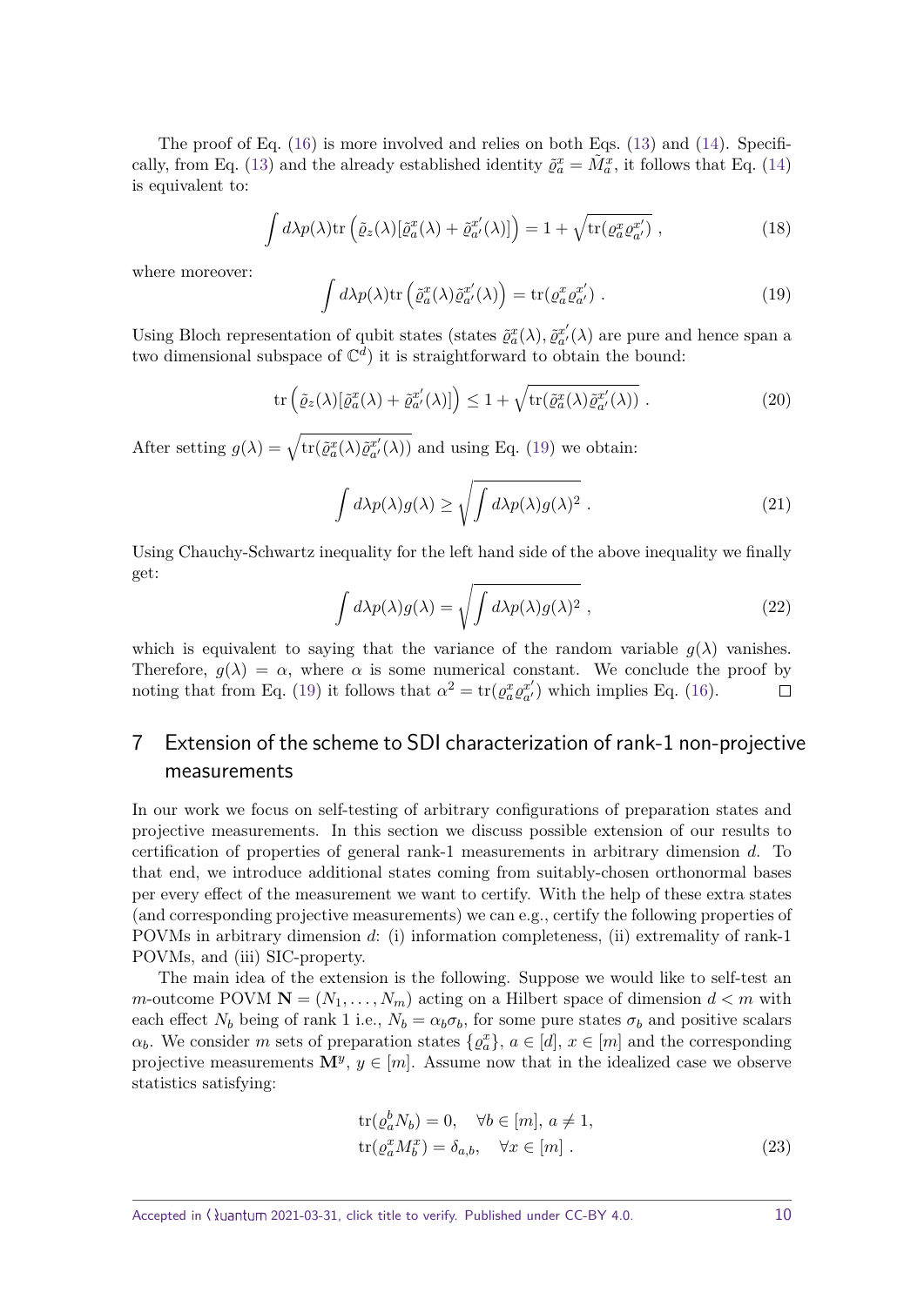The proof of Eq. (16) is more involved and relies on both Eqs. (13) and (14). Specifically, from Eq. (13) and the already established identity $\tilde{\varrho}_a^x = \tilde{M}_a^x$, it follows that Eq. (14) is equivalent to:

$$
\int d\lambda p(\lambda) \mathrm{tr}\left(\tilde{\varrho}_z(\lambda)[\tilde{\varrho}_a^x(\lambda) + \tilde{\varrho}_{a'}^{x'}(\lambda)]\right) = 1 + \sqrt{\mathrm{tr}(\varrho_a^x \varrho_{a'}^{x'})}\ , \tag{18}
$$

where moreover:

$$
\int d\lambda p(\lambda) \mathrm{tr}\left(\tilde{\varrho}_a^x(\lambda)\tilde{\varrho}_{a'}^{x'}(\lambda)\right) = \mathrm{tr}(\varrho_a^x \varrho_{a'}^{x'})\ . \tag{19}
$$

Using Bloch representation of qubit states (states $\tilde{\varrho}_a^x(\lambda), \tilde{\varrho}_{a'}^{x'}(\lambda)$ are pure and hence span a two dimensional subspace of $\mathbb{C}^d$) it is straightforward to obtain the bound:

$$
\mathrm{tr}\left(\tilde{\varrho}_z(\lambda)[\tilde{\varrho}_a^x(\lambda) + \tilde{\varrho}_{a'}^{x'}(\lambda)]\right) \leq 1 + \sqrt{\mathrm{tr}(\tilde{\varrho}_a^x(\lambda)\tilde{\varrho}_{a'}^{x'}(\lambda))}\ . \tag{20}
$$

After setting $g(\lambda) = \sqrt{\mathrm{tr}(\tilde{\varrho}_a^x(\lambda)\tilde{\varrho}_{a'}^{x'}(\lambda))}$ and using Eq. (19) we obtain:

$$
\int d\lambda p(\lambda) g(\lambda) \geq \sqrt{\int d\lambda p(\lambda) g(\lambda)^2}\ . \tag{21}
$$

Using Chauchy-Schwartz inequality for the left hand side of the above inequality we finally get:

$$
\int d\lambda p(\lambda) g(\lambda) = \sqrt{\int d\lambda p(\lambda) g(\lambda)^2}\ , \tag{22}
$$

which is equivalent to saying that the variance of the random variable $g(\lambda)$ vanishes. Therefore, $g(\lambda) = \alpha$, where $\alpha$ is some numerical constant. We conclude the proof by noting that from Eq. (19) it follows that $\alpha^2 = \mathrm{tr}(\varrho_a^x \varrho_{a'}^{x'})$ which implies Eq. (16). □

## 7 Extension of the scheme to SDI characterization of rank-1 non-projective measurements

In our work we focus on self-testing of arbitrary configurations of preparation states and projective measurements. In this section we discuss possible extension of our results to certification of properties of general rank-1 measurements in arbitrary dimension $d$. To that end, we introduce additional states coming from suitably-chosen orthonormal bases per every effect of the measurement we want to certify. With the help of these extra states (and corresponding projective measurements) we can e.g., certify the following properties of POVMs in arbitrary dimension $d$: (i) information completeness, (ii) extremality of rank-1 POVMs, and (iii) SIC-property.

The main idea of the extension is the following. Suppose we would like to self-test an $m$-outcome POVM $\mathbf{N} = (N_1, \ldots, N_m)$ acting on a Hilbert space of dimension $d < m$ with each effect $N_b$ being of rank 1 i.e., $N_b = \alpha_b \sigma_b$, for some pure states $\sigma_b$ and positive scalars $\alpha_b$. We consider $m$ sets of preparation states $\{\varrho_a^x\}$, $a \in [d]$, $x \in [m]$ and the corresponding projective measurements $\mathbf{M}^y$, $y \in [m]$. Assume now that in the idealized case we observe statistics satisfying:

$$
\begin{aligned}
&\mathrm{tr}(\varrho_a^b N_b) = 0, \quad \forall b \in [m],\ a \neq 1, \\
&\mathrm{tr}(\varrho_a^x M_b^x) = \delta_{a,b}, \quad \forall x \in [m]\ .
\end{aligned} \tag{23}
$$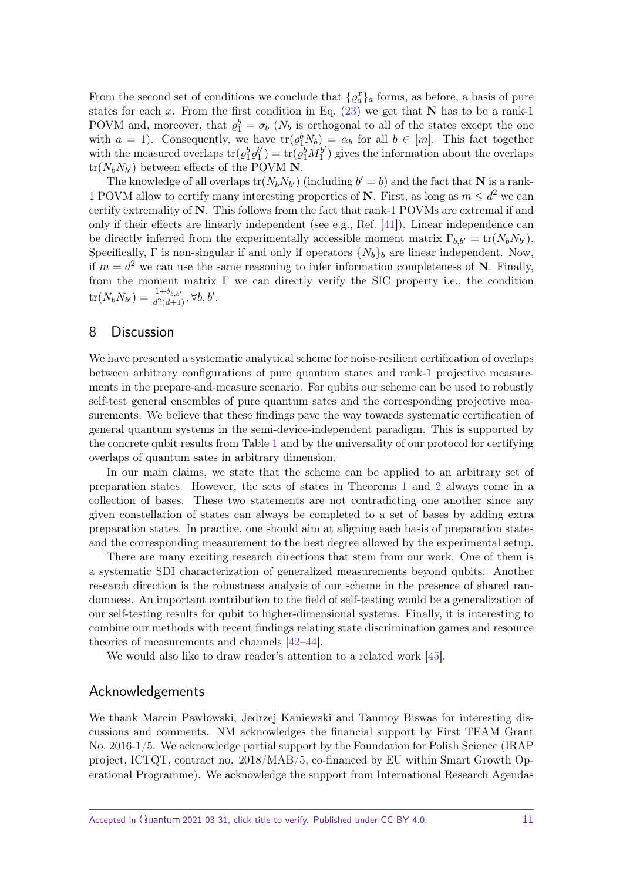From the second set of conditions we conclude that $\{\varrho_a^x\}_a$ forms, as before, a basis of pure states for each $x$. From the first condition in Eq. (23) we get that $\mathbf{N}$ has to be a rank-1 POVM and, moreover, that $\varrho_1^b = \sigma_b$ ($N_b$ is orthogonal to all of the states except the one with $a = 1$). Consequently, we have $\mathrm{tr}(\varrho_1^b N_b) = \alpha_b$ for all $b \in [m]$. This fact together with the measured overlaps $\mathrm{tr}(\varrho_1^b \varrho_1^{b'}) = \mathrm{tr}(\varrho_1^b M_1^{b'})$ gives the information about the overlaps $\mathrm{tr}(N_b N_{b'})$ between effects of the POVM $\mathbf{N}$.

The knowledge of all overlaps $\mathrm{tr}(N_b N_{b'})$ (including $b' = b$) and the fact that $\mathbf{N}$ is a rank-1 POVM allow to certify many interesting properties of $\mathbf{N}$. First, as long as $m \leq d^2$ we can certify extremality of $\mathbf{N}$. This follows from the fact that rank-1 POVMs are extremal if and only if their effects are linearly independent (see e.g., Ref. [41]). Linear independence can be directly inferred from the experimentally accessible moment matrix $\Gamma_{b,b'} = \mathrm{tr}(N_b N_{b'})$. Specifically, $\Gamma$ is non-singular if and only if operators $\{N_b\}_b$ are linear independent. Now, if $m = d^2$ we can use the same reasoning to infer information completeness of $\mathbf{N}$. Finally, from the moment matrix $\Gamma$ we can directly verify the SIC property i.e., the condition $\mathrm{tr}(N_b N_{b'}) = \frac{1+\delta_{b,b'}}{d^2(d+1)}, \forall b, b'$.

## 8 Discussion

We have presented a systematic analytical scheme for noise-resilient certification of overlaps between arbitrary configurations of pure quantum states and rank-1 projective measurements in the prepare-and-measure scenario. For qubits our scheme can be used to robustly self-test general ensembles of pure quantum sates and the corresponding projective measurements. We believe that these findings pave the way towards systematic certification of general quantum systems in the semi-device-independent paradigm. This is supported by the concrete qubit results from Table 1 and by the universality of our protocol for certifying overlaps of quantum sates in arbitrary dimension.

In our main claims, we state that the scheme can be applied to an arbitrary set of preparation states. However, the sets of states in Theorems 1 and 2 always come in a collection of bases. These two statements are not contradicting one another since any given constellation of states can always be completed to a set of bases by adding extra preparation states. In practice, one should aim at aligning each basis of preparation states and the corresponding measurement to the best degree allowed by the experimental setup.

There are many exciting research directions that stem from our work. One of them is a systematic SDI characterization of generalized measurements beyond qubits. Another research direction is the robustness analysis of our scheme in the presence of shared randomness. An important contribution to the field of self-testing would be a generalization of our self-testing results for qubit to higher-dimensional systems. Finally, it is interesting to combine our methods with recent findings relating state discrimination games and resource theories of measurements and channels [42–44].

We would also like to draw reader's attention to a related work [45].

## Acknowledgements

We thank Marcin Pawłowski, Jedrzej Kaniewski and Tanmoy Biswas for interesting discussions and comments. NM acknowledges the financial support by First TEAM Grant No. 2016-1/5. We acknowledge partial support by the Foundation for Polish Science (IRAP project, ICTQT, contract no. 2018/MAB/5, co-financed by EU within Smart Growth Operational Programme). We acknowledge the support from International Research Agendas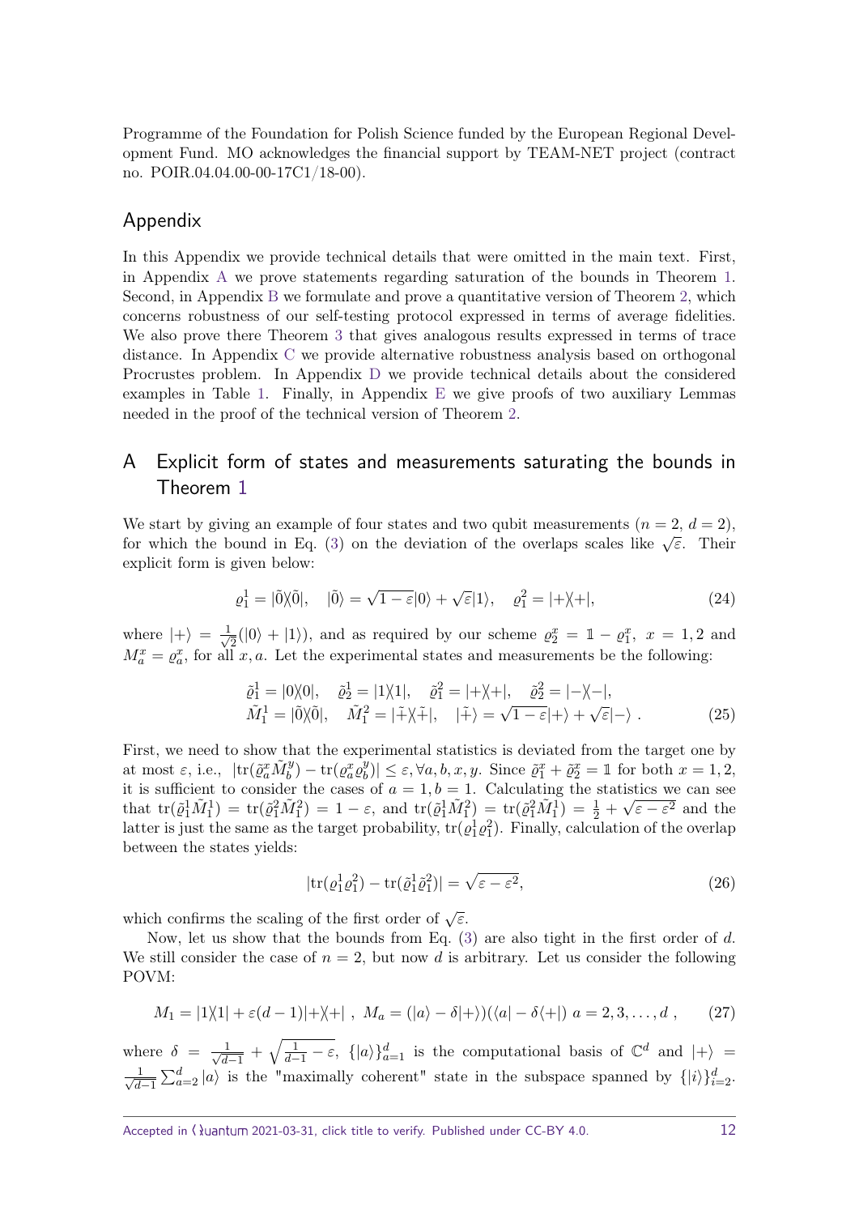Programme of the Foundation for Polish Science funded by the European Regional Development Fund. MO acknowledges the financial support by TEAM-NET project (contract no. POIR.04.04.00-00-17C1/18-00).

## Appendix

In this Appendix we provide technical details that were omitted in the main text. First, in Appendix A we prove statements regarding saturation of the bounds in Theorem 1. Second, in Appendix B we formulate and prove a quantitative version of Theorem 2, which concerns robustness of our self-testing protocol expressed in terms of average fidelities. We also prove there Theorem 3 that gives analogous results expressed in terms of trace distance. In Appendix C we provide alternative robustness analysis based on orthogonal Procrustes problem. In Appendix D we provide technical details about the considered examples in Table 1. Finally, in Appendix E we give proofs of two auxiliary Lemmas needed in the proof of the technical version of Theorem 2.

## A Explicit form of states and measurements saturating the bounds in Theorem 1

We start by giving an example of four states and two qubit measurements ($n = 2$, $d = 2$), for which the bound in Eq. (3) on the deviation of the overlaps scales like $\sqrt{\varepsilon}$. Their explicit form is given below:

$$\varrho_1^1 = |\tilde{0}\rangle\langle\tilde{0}|, \quad |\tilde{0}\rangle = \sqrt{1-\varepsilon}|0\rangle + \sqrt{\varepsilon}|1\rangle, \quad \varrho_1^2 = |+\rangle\langle+|, \tag{24}$$

where $|+\rangle = \frac{1}{\sqrt{2}}(|0\rangle + |1\rangle)$, and as required by our scheme $\varrho_2^x = \mathbb{1} - \varrho_1^x$, $x = 1,2$ and $M_a^x = \varrho_a^x$, for all $x, a$. Let the experimental states and measurements be the following:

$$\begin{aligned} \tilde{\varrho}_1^1 &= |0\rangle\langle 0|, \quad \tilde{\varrho}_2^1 = |1\rangle\langle 1|, \quad \tilde{\varrho}_1^2 = |+\rangle\langle+|, \quad \tilde{\varrho}_2^2 = |-\rangle\langle-|, \\ \tilde{M}_1^1 &= |\tilde{0}\rangle\langle\tilde{0}|, \quad \tilde{M}_1^2 = |\tilde{+}\rangle\langle\tilde{+}|, \quad |\tilde{+}\rangle = \sqrt{1-\varepsilon}|+\rangle + \sqrt{\varepsilon}|-\rangle\ . \end{aligned} \tag{25}$$

First, we need to show that the experimental statistics is deviated from the target one by at most $\varepsilon$, i.e., $|\mathrm{tr}(\tilde{\varrho}_a^x \tilde{M}_b^y) - \mathrm{tr}(\varrho_a^x \varrho_b^y)| \leq \varepsilon, \forall a, b, x, y$. Since $\tilde{\varrho}_1^x + \tilde{\varrho}_2^x = \mathbb{1}$ for both $x = 1,2$, it is sufficient to consider the cases of $a = 1, b = 1$. Calculating the statistics we can see that $\mathrm{tr}(\tilde{\varrho}_1^1 \tilde{M}_1^1) = \mathrm{tr}(\tilde{\varrho}_1^2 \tilde{M}_1^2) = 1 - \varepsilon$, and $\mathrm{tr}(\tilde{\varrho}_1^1 \tilde{M}_1^2) = \mathrm{tr}(\tilde{\varrho}_1^2 \tilde{M}_1^1) = \frac{1}{2} + \sqrt{\varepsilon - \varepsilon^2}$ and the latter is just the same as the target probability, $\mathrm{tr}(\varrho_1^1 \varrho_1^2)$. Finally, calculation of the overlap between the states yields:

$$|\mathrm{tr}(\varrho_1^1 \varrho_1^2) - \mathrm{tr}(\tilde{\varrho}_1^1 \tilde{\varrho}_1^2)| = \sqrt{\varepsilon - \varepsilon^2}, \tag{26}$$

which confirms the scaling of the first order of $\sqrt{\varepsilon}$.

Now, let us show that the bounds from Eq. (3) are also tight in the first order of $d$. We still consider the case of $n = 2$, but now $d$ is arbitrary. Let us consider the following POVM:

$$M_1 = |1\rangle\langle 1| + \varepsilon(d-1)|+\rangle\langle+|\ ,\ M_a = (|a\rangle - \delta|+\rangle)(\langle a| - \delta\langle+|)\ a = 2, 3, \ldots, d\ , \tag{27}$$

where $\delta = \frac{1}{\sqrt{d-1}} + \sqrt{\frac{1}{d-1} - \varepsilon}$, $\{|a\rangle\}_{a=1}^d$ is the computational basis of $\mathbb{C}^d$ and $|+\rangle = \frac{1}{\sqrt{d-1}} \sum_{a=2}^d |a\rangle$ is the "maximally coherent" state in the subspace spanned by $\{|i\rangle\}_{i=2}^d$.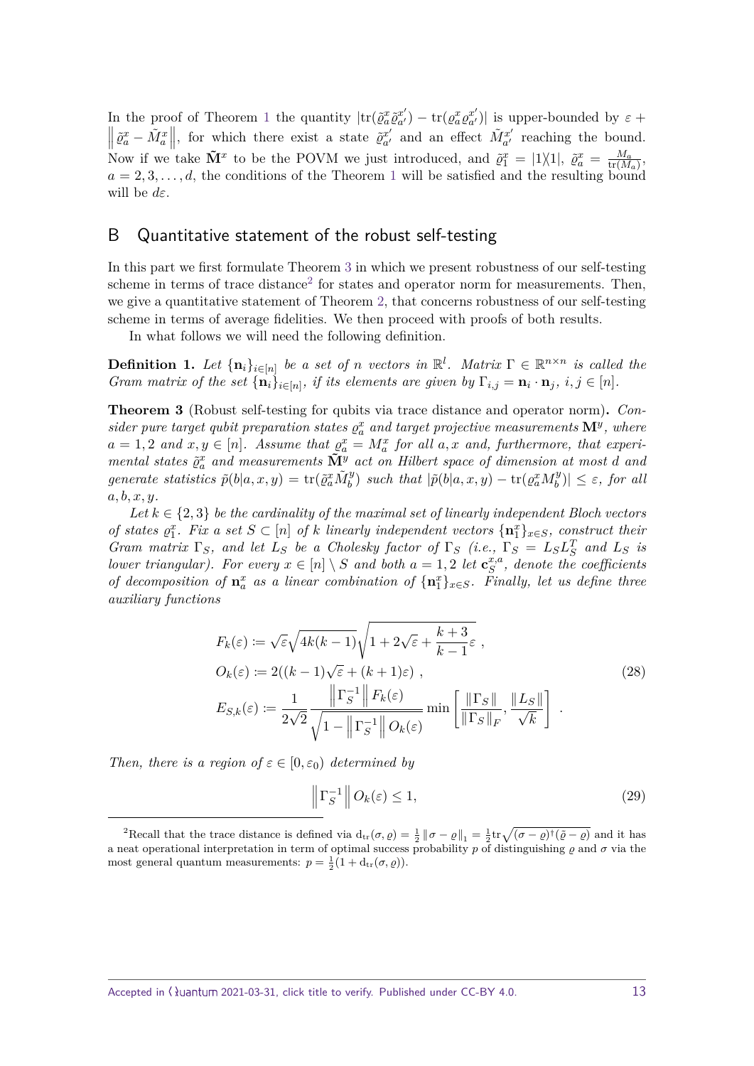In the proof of Theorem 1 the quantity $|\mathrm{tr}(\tilde{\varrho}^x_a \tilde{\varrho}^{x'}_{a'}) - \mathrm{tr}(\varrho^x_a \varrho^{x'}_{a'})|$ is upper-bounded by $\varepsilon + \left\| \tilde{\varrho}^x_a - \tilde{M}^x_a \right\|$, for which there exist a state $\tilde{\varrho}^{x'}_{a'}$ and an effect $\tilde{M}^{x'}_{a'}$ reaching the bound. Now if we take $\tilde{\mathbf{M}}^x$ to be the POVM we just introduced, and $\tilde{\varrho}^x_1 = |1\rangle\langle 1|$, $\tilde{\varrho}^x_a = \frac{M_a}{\mathrm{tr}(M_a)}$, $a = 2, 3, \dots, d$, the conditions of the Theorem 1 will be satisfied and the resulting bound will be $d\varepsilon$.

## B Quantitative statement of the robust self-testing

In this part we first formulate Theorem 3 in which we present robustness of our self-testing scheme in terms of trace distance[2] for states and operator norm for measurements. Then, we give a quantitative statement of Theorem 2, that concerns robustness of our self-testing scheme in terms of average fidelities. We then proceed with proofs of both results.

In what follows we will need the following definition.

**Definition 1.** *Let $\{\mathbf{n}_i\}_{i\in[n]}$ be a set of $n$ vectors in $\mathbb{R}^l$. Matrix $\Gamma \in \mathbb{R}^{n\times n}$ is called the Gram matrix of the set $\{\mathbf{n}_i\}_{i\in[n]}$, if its elements are given by $\Gamma_{i,j} = \mathbf{n}_i \cdot \mathbf{n}_j$, $i, j \in [n]$.*

**Theorem 3** (Robust self-testing for qubits via trace distance and operator norm)**.** *Consider pure target qubit preparation states $\varrho^x_a$ and target projective measurements $\mathbf{M}^y$, where $a = 1, 2$ and $x, y \in [n]$. Assume that $\varrho^x_a = M^x_a$ for all $a, x$ and, furthermore, that experimental states $\tilde{\varrho}^x_a$ and measurements $\tilde{\mathbf{M}}^y$ act on Hilbert space of dimension at most $d$ and generate statistics $\tilde{p}(b|a, x, y) = \mathrm{tr}(\tilde{\varrho}^x_a \tilde{M}^y_b)$ such that $|\tilde{p}(b|a, x, y) - \mathrm{tr}(\varrho^x_a M^y_b)| \leq \varepsilon$, for all $a, b, x, y$.*

*Let $k \in \{2, 3\}$ be the cardinality of the maximal set of linearly independent Bloch vectors of states $\varrho^x_1$. Fix a set $S \subset [n]$ of $k$ linearly independent vectors $\{\mathbf{n}^x_1\}_{x\in S}$, construct their Gram matrix $\Gamma_S$, and let $L_S$ be a Cholesky factor of $\Gamma_S$ (i.e., $\Gamma_S = L_S L_S^T$ and $L_S$ is lower triangular). For every $x \in [n] \setminus S$ and both $a = 1, 2$ let $\mathbf{c}^{x,a}_S$, denote the coefficients of decomposition of $\mathbf{n}^x_a$ as a linear combination of $\{\mathbf{n}^x_1\}_{x\in S}$. Finally, let us define three auxiliary functions*

$$
\begin{aligned}
F_k(\varepsilon) &:= \sqrt{\varepsilon}\sqrt{4k(k-1)}\sqrt{1 + 2\sqrt{\varepsilon} + \frac{k+3}{k-1}\varepsilon} \,, \\
O_k(\varepsilon) &:= 2((k-1)\sqrt{\varepsilon} + (k+1)\varepsilon) \,, \\
E_{S,k}(\varepsilon) &:= \frac{1}{2\sqrt{2}} \frac{\left\|\Gamma_S^{-1}\right\| F_k(\varepsilon)}{\sqrt{1 - \left\|\Gamma_S^{-1}\right\| O_k(\varepsilon)}} \min\left[\frac{\|\Gamma_S\|}{\|\Gamma_S\|_F}, \frac{\|L_S\|}{\sqrt{k}}\right] \,.
\end{aligned}
\tag{28}
$$

*Then, there is a region of $\varepsilon \in [0, \varepsilon_0)$ determined by*

$$
\left\|\Gamma_S^{-1}\right\| O_k(\varepsilon) \leq 1, \tag{29}
$$

[2] Recall that the trace distance is defined via $\mathrm{d_{tr}}(\sigma, \varrho) = \frac{1}{2}\|\sigma - \varrho\|_1 = \frac{1}{2}\mathrm{tr}\sqrt{(\sigma-\varrho)^\dagger(\tilde{\varrho}-\varrho)}$ and it has a neat operational interpretation in term of optimal success probability $p$ of distinguishing $\varrho$ and $\sigma$ via the most general quantum measurements: $p = \frac{1}{2}(1 + \mathrm{d_{tr}}(\sigma, \varrho))$.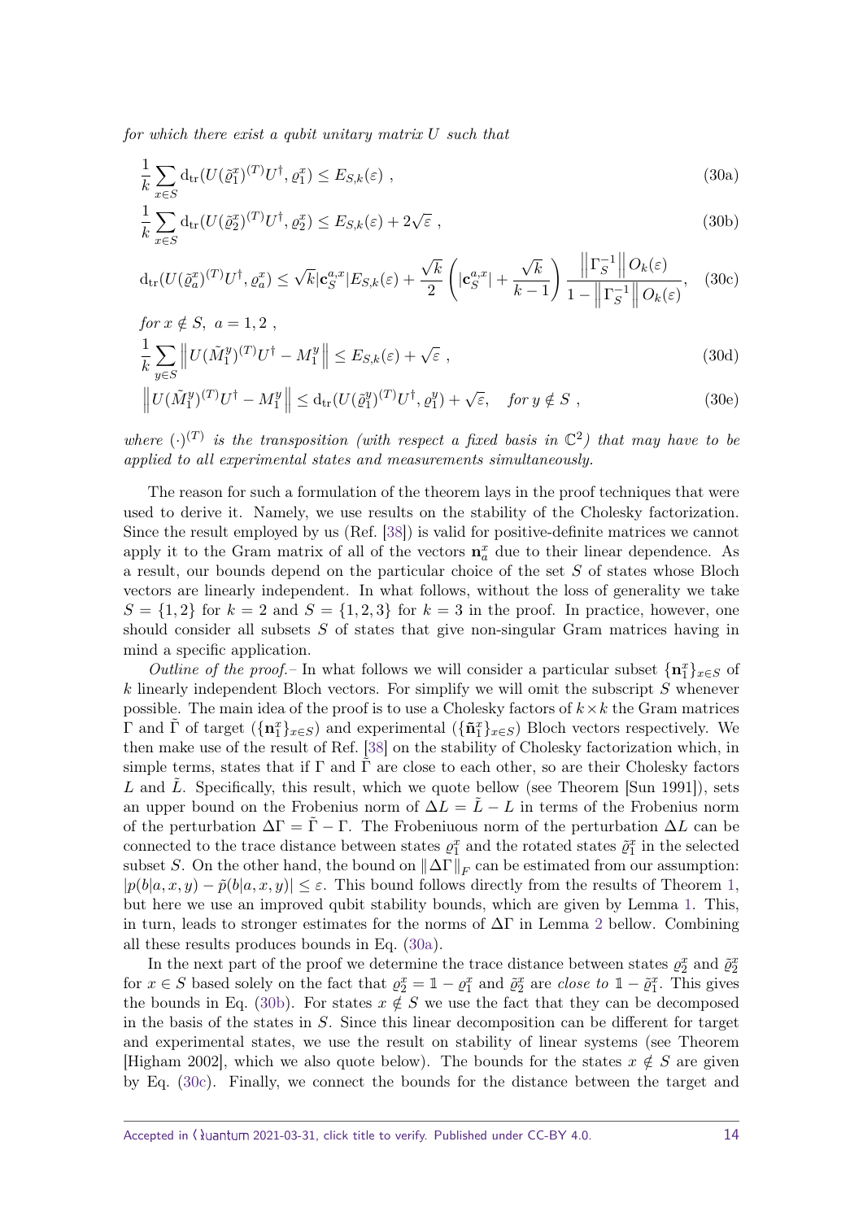*for which there exist a qubit unitary matrix $U$ such that*

$$\frac{1}{k}\sum_{x\in S} \mathrm{d_{tr}}(U(\tilde{\varrho}_1^x)^{(T)}U^\dagger, \varrho_1^x) \leq E_{S,k}(\varepsilon) \ , \tag{30a}$$

$$\frac{1}{k}\sum_{x\in S} \mathrm{d_{tr}}(U(\tilde{\varrho}_2^x)^{(T)}U^\dagger, \varrho_2^x) \leq E_{S,k}(\varepsilon) + 2\sqrt{\varepsilon} \ , \tag{30b}$$

$$\mathrm{d_{tr}}(U(\tilde{\varrho}_a^x)^{(T)}U^\dagger, \varrho_a^x) \leq \sqrt{k}|\mathbf{c}_S^{a,x}|E_{S,k}(\varepsilon) + \frac{\sqrt{k}}{2}\left(|\mathbf{c}_S^{a,x}| + \frac{\sqrt{k}}{k-1}\right)\frac{\left\|\Gamma_S^{-1}\right\| O_k(\varepsilon)}{1-\left\|\Gamma_S^{-1}\right\| O_k(\varepsilon)}, \tag{30c}$$

*for* $x \notin S, \ a = 1, 2$ ,

$$\frac{1}{k}\sum_{y\in S} \left\| U(\tilde{M}_1^y)^{(T)}U^\dagger - M_1^y \right\| \leq E_{S,k}(\varepsilon) + \sqrt{\varepsilon} \ , \tag{30d}$$

$$\left\| U(\tilde{M}_1^y)^{(T)}U^\dagger - M_1^y \right\| \leq \mathrm{d_{tr}}(U(\tilde{\varrho}_1^y)^{(T)}U^\dagger, \varrho_1^y) + \sqrt{\varepsilon}, \quad \text{for } y \notin S \ , \tag{30e}$$

*where* $(\cdot)^{(T)}$ *is the transposition (with respect a fixed basis in* $\mathbb{C}^2$*) that may have to be applied to all experimental states and measurements simultaneously.*

The reason for such a formulation of the theorem lays in the proof techniques that were used to derive it. Namely, we use results on the stability of the Cholesky factorization. Since the result employed by us (Ref. [38]) is valid for positive-definite matrices we cannot apply it to the Gram matrix of all of the vectors $\mathbf{n}_a^x$ due to their linear dependence. As a result, our bounds depend on the particular choice of the set $S$ of states whose Bloch vectors are linearly independent. In what follows, without the loss of generality we take $S = \{1, 2\}$ for $k = 2$ and $S = \{1, 2, 3\}$ for $k = 3$ in the proof. In practice, however, one should consider all subsets $S$ of states that give non-singular Gram matrices having in mind a specific application.

*Outline of the proof.–* In what follows we will consider a particular subset $\{\mathbf{n}_1^x\}_{x\in S}$ of $k$ linearly independent Bloch vectors. For simplify we will omit the subscript $S$ whenever possible. The main idea of the proof is to use a Cholesky factors of $k \times k$ the Gram matrices $\Gamma$ and $\tilde{\Gamma}$ of target ($\{\mathbf{n}_1^x\}_{x\in S}$) and experimental ($\{\tilde{\mathbf{n}}_1^x\}_{x\in S}$) Bloch vectors respectively. We then make use of the result of Ref. [38] on the stability of Cholesky factorization which, in simple terms, states that if $\Gamma$ and $\tilde{\Gamma}$ are close to each other, so are their Cholesky factors $L$ and $\tilde{L}$. Specifically, this result, which we quote bellow (see Theorem [Sun 1991]), sets an upper bound on the Frobenius norm of $\Delta L = \tilde{L} - L$ in terms of the Frobenius norm of the perturbation $\Delta\Gamma = \tilde{\Gamma} - \Gamma$. The Frobeniuous norm of the perturbation $\Delta L$ can be connected to the trace distance between states $\varrho_1^x$ and the rotated states $\tilde{\varrho}_1^x$ in the selected subset $S$. On the other hand, the bound on $\|\Delta\Gamma\|_F$ can be estimated from our assumption: $|p(b|a, x, y) - \tilde{p}(b|a, x, y)| \leq \varepsilon$. This bound follows directly from the results of Theorem 1, but here we use an improved qubit stability bounds, which are given by Lemma 1. This, in turn, leads to stronger estimates for the norms of $\Delta\Gamma$ in Lemma 2 bellow. Combining all these results produces bounds in Eq. (30a).

In the next part of the proof we determine the trace distance between states $\varrho_2^x$ and $\tilde{\varrho}_2^x$ for $x \in S$ based solely on the fact that $\varrho_2^x = \mathbb{1} - \varrho_1^x$ and $\tilde{\varrho}_2^x$ are *close to* $\mathbb{1} - \tilde{\varrho}_1^x$. This gives the bounds in Eq. (30b). For states $x \notin S$ we use the fact that they can be decomposed in the basis of the states in $S$. Since this linear decomposition can be different for target and experimental states, we use the result on stability of linear systems (see Theorem [Higham 2002], which we also quote below). The bounds for the states $x \notin S$ are given by Eq. (30c). Finally, we connect the bounds for the distance between the target and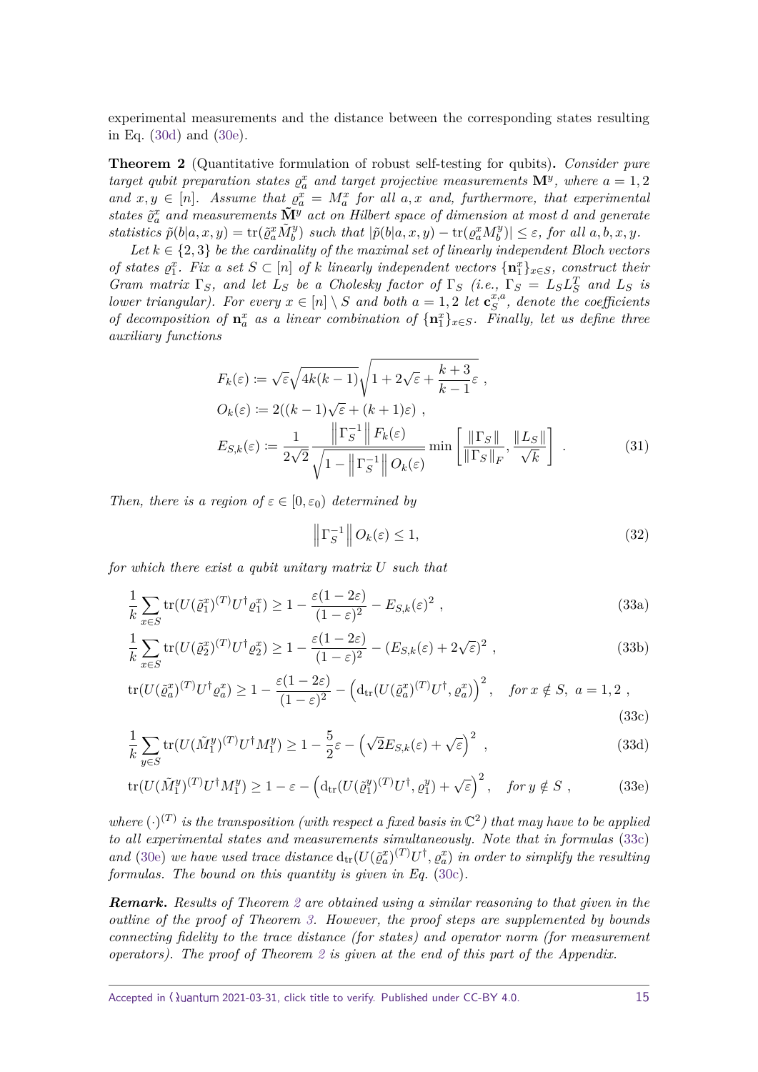experimental measurements and the distance between the corresponding states resulting in Eq. (30d) and (30e).

**Theorem 2** (Quantitative formulation of robust self-testing for qubits)**.** *Consider pure target qubit preparation states $\varrho_a^x$ and target projective measurements $\mathbf{M}^y$, where $a = 1, 2$ and $x, y \in [n]$. Assume that $\varrho_a^x = M_a^x$ for all $a, x$ and, furthermore, that experimental states $\tilde{\varrho}_a^x$ and measurements $\tilde{\mathbf{M}}^y$ act on Hilbert space of dimension at most $d$ and generate statistics $\tilde{p}(b|a, x, y) = \mathrm{tr}(\tilde{\varrho}_a^x \tilde{M}_b^y)$ such that $|\tilde{p}(b|a, x, y) - \mathrm{tr}(\varrho_a^x M_b^y)| \leq \varepsilon$, for all $a, b, x, y$.*

*Let $k \in \{2, 3\}$ be the cardinality of the maximal set of linearly independent Bloch vectors of states $\varrho_1^x$. Fix a set $S \subset [n]$ of $k$ linearly independent vectors $\{\mathbf{n}_1^x\}_{x \in S}$, construct their Gram matrix $\Gamma_S$, and let $L_S$ be a Cholesky factor of $\Gamma_S$ (i.e., $\Gamma_S = L_S L_S^T$ and $L_S$ is lower triangular). For every $x \in [n] \setminus S$ and both $a = 1, 2$ let $\mathbf{c}_S^{x,a}$, denote the coefficients of decomposition of $\mathbf{n}_a^x$ as a linear combination of $\{\mathbf{n}_1^x\}_{x \in S}$. Finally, let us define three auxiliary functions*

$$
\begin{aligned}
F_k(\varepsilon) &:= \sqrt{\varepsilon}\sqrt{4k(k-1)}\sqrt{1 + 2\sqrt{\varepsilon} + \frac{k+3}{k-1}\varepsilon} \ , \\
O_k(\varepsilon) &:= 2((k-1)\sqrt{\varepsilon} + (k+1)\varepsilon) \ , \\
E_{S,k}(\varepsilon) &:= \frac{1}{2\sqrt{2}} \frac{\left\|\Gamma_S^{-1}\right\| F_k(\varepsilon)}{\sqrt{1 - \left\|\Gamma_S^{-1}\right\| O_k(\varepsilon)}} \min\left[\frac{\|\Gamma_S\|}{\|\Gamma_S\|_F}, \frac{\|L_S\|}{\sqrt{k}}\right] \ .
\end{aligned}
\tag{31}
$$

*Then, there is a region of $\varepsilon \in [0, \varepsilon_0)$ determined by*

$$
\left\|\Gamma_S^{-1}\right\| O_k(\varepsilon) \leq 1, \tag{32}
$$

*for which there exist a qubit unitary matrix $U$ such that*

$$
\frac{1}{k}\sum_{x \in S} \mathrm{tr}(U(\tilde{\varrho}_1^x)^{(T)} U^\dagger \varrho_1^x) \geq 1 - \frac{\varepsilon(1-2\varepsilon)}{(1-\varepsilon)^2} - E_{S,k}(\varepsilon)^2 \ , \tag{33a}
$$

$$
\frac{1}{k}\sum_{x \in S} \mathrm{tr}(U(\tilde{\varrho}_2^x)^{(T)} U^\dagger \varrho_2^x) \geq 1 - \frac{\varepsilon(1-2\varepsilon)}{(1-\varepsilon)^2} - (E_{S,k}(\varepsilon) + 2\sqrt{\varepsilon})^2 \ , \tag{33b}
$$

$$
\mathrm{tr}(U(\tilde{\varrho}_a^x)^{(T)} U^\dagger \varrho_a^x) \geq 1 - \frac{\varepsilon(1-2\varepsilon)}{(1-\varepsilon)^2} - \left(\mathrm{d_{tr}}(U(\tilde{\varrho}_a^x)^{(T)} U^\dagger, \varrho_a^x)\right)^2, \quad \text{for } x \notin S, \ a = 1, 2 \ , \tag{33c}
$$

$$
\frac{1}{k}\sum_{y \in S} \mathrm{tr}(U(\tilde{M}_1^y)^{(T)} U^\dagger M_1^y) \geq 1 - \frac{5}{2}\varepsilon - \left(\sqrt{2}E_{S,k}(\varepsilon) + \sqrt{\varepsilon}\right)^2 \ , \tag{33d}
$$

$$
\mathrm{tr}(U(\tilde{M}_1^y)^{(T)} U^\dagger M_1^y) \geq 1 - \varepsilon - \left(\mathrm{d_{tr}}(U(\tilde{\varrho}_1^x)^{(T)} U^\dagger, \varrho_1^y) + \sqrt{\varepsilon}\right)^2, \quad \text{for } y \notin S \ , \tag{33e}
$$

*where $(\cdot)^{(T)}$ is the transposition (with respect a fixed basis in $\mathbb{C}^2$) that may have to be applied to all experimental states and measurements simultaneously. Note that in formulas (33c) and (30e) we have used trace distance $\mathrm{d_{tr}}(U(\tilde{\varrho}_a^x)^{(T)} U^\dagger, \varrho_a^x)$ in order to simplify the resulting formulas. The bound on this quantity is given in Eq. (30c).*

***Remark.*** *Results of Theorem 2 are obtained using a similar reasoning to that given in the outline of the proof of Theorem 3. However, the proof steps are supplemented by bounds connecting fidelity to the trace distance (for states) and operator norm (for measurement operators). The proof of Theorem 2 is given at the end of this part of the Appendix.*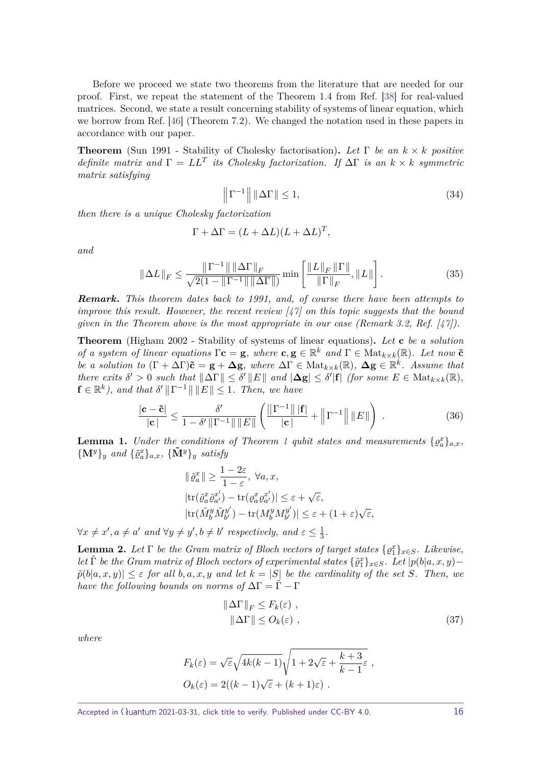Before we proceed we state two theorems from the literature that are needed for our proof. First, we repeat the statement of the Theorem 1.4 from Ref. [38] for real-valued matrices. Second, we state a result concerning stability of systems of linear equation, which we borrow from Ref. [46] (Theorem 7.2). We changed the notation used in these papers in accordance with our paper.

**Theorem** (Sun 1991 - Stability of Cholesky factorisation)**.** *Let $\Gamma$ be an $k \times k$ positive definite matrix and $\Gamma = LL^T$ its Cholesky factorization. If $\Delta\Gamma$ is an $k \times k$ symmetric matrix satisfying*

$$\left\|\Gamma^{-1}\right\| \|\Delta\Gamma\| \leq 1, \tag{34}$$

*then there is a unique Cholesky factorization*

$$\Gamma + \Delta\Gamma = (L + \Delta L)(L + \Delta L)^T,$$

*and*

$$\|\Delta L\|_F \leq \frac{\|\Gamma^{-1}\| \|\Delta\Gamma\|_F}{\sqrt{2(1 - \|\Gamma^{-1}\| \|\Delta\Gamma\|)}} \min\left[\frac{\|L\|_F \|\Gamma\|}{\|\Gamma\|_F}, \|L\|\right]. \tag{35}$$

***Remark.*** *This theorem dates back to 1991, and, of course there have been attempts to improve this result. However, the recent review [47] on this topic suggests that the bound given in the Theorem above is the most appropriate in our case (Remark 3.2, Ref. [47]).*

**Theorem** (Higham 2002 - Stability of systems of linear equations)**.** *Let $\mathbf{c}$ be a solution of a system of linear equations $\Gamma\mathbf{c} = \mathbf{g}$, where $\mathbf{c}, \mathbf{g} \in \mathbb{R}^k$ and $\Gamma \in \mathrm{Mat}_{k\times k}(\mathbb{R})$. Let now $\tilde{\mathbf{c}}$ be a solution to $(\Gamma + \Delta\Gamma)\tilde{\mathbf{c}} = \mathbf{g} + \mathbf{\Delta g}$, where $\Delta\Gamma \in \mathrm{Mat}_{k\times k}(\mathbb{R})$, $\mathbf{\Delta g} \in \mathbb{R}^k$. Assume that there exits $\delta' > 0$ such that $\|\Delta\Gamma\| \leq \delta' \|E\|$ and $|\mathbf{\Delta g}| \leq \delta' |\mathbf{f}|$ (for some $E \in \mathrm{Mat}_{k\times k}(\mathbb{R})$, $\mathbf{f} \in \mathbb{R}^k$), and that $\delta' \left\|\Gamma^{-1}\right\| \|E\| \leq 1$. Then, we have*

$$\frac{|\mathbf{c} - \tilde{\mathbf{c}}|}{|\mathbf{c}|} \leq \frac{\delta'}{1 - \delta' \|\Gamma^{-1}\| \|E\|}\left(\frac{\|\Gamma^{-1}\| |\mathbf{f}|}{|\mathbf{c}|} + \left\|\Gamma^{-1}\right\| \|E\|\right). \tag{36}$$

**Lemma 1.** *Under the conditions of Theorem 1 qubit states and measurements $\{\varrho_a^x\}_{a,x}$, $\{\mathbf{M}^y\}_y$ and $\{\tilde{\varrho}_a^x\}_{a,x}$, $\{\tilde{\mathbf{M}}^y\}_y$ satisfy*

$$\begin{aligned}
&\|\tilde{\varrho}_a^x\| \geq \frac{1 - 2\varepsilon}{1 - \varepsilon}, \ \forall a, x, \\
&|\mathrm{tr}(\tilde{\varrho}_a^x \tilde{\varrho}_{a'}^{x'}) - \mathrm{tr}(\varrho_a^x \varrho_{a'}^{x'})| \leq \varepsilon + \sqrt{\varepsilon}, \\
&|\mathrm{tr}(\tilde{M}_b^y \tilde{M}_{b'}^{y'}) - \mathrm{tr}(M_b^y M_{b'}^{y'})| \leq \varepsilon + (1 + \varepsilon)\sqrt{\varepsilon},
\end{aligned}$$

*$\forall x \neq x', a \neq a'$ and $\forall y \neq y', b \neq b'$ respectively, and $\varepsilon \leq \frac{1}{3}$.*

**Lemma 2.** *Let $\Gamma$ be the Gram matrix of Bloch vectors of target states $\{\varrho_1^x\}_{x\in S}$. Likewise, let $\tilde{\Gamma}$ be the Gram matrix of Bloch vectors of experimental states $\{\tilde{\varrho}_1^x\}_{x\in S}$. Let $|p(b|a, x, y) - \tilde{p}(b|a, x, y)| \leq \varepsilon$ for all $b, a, x, y$ and let $k = |S|$ be the cardinality of the set $S$. Then, we have the following bounds on norms of $\Delta\Gamma = \tilde{\Gamma} - \Gamma$*

$$\begin{aligned}
\|\Delta\Gamma\|_F &\leq F_k(\varepsilon), \\
\|\Delta\Gamma\| &\leq O_k(\varepsilon),
\end{aligned} \tag{37}$$

*where*

$$\begin{aligned}
F_k(\varepsilon) &= \sqrt{\varepsilon}\sqrt{4k(k-1)}\sqrt{1 + 2\sqrt{\varepsilon} + \frac{k+3}{k-1}\varepsilon}, \\
O_k(\varepsilon) &= 2((k-1)\sqrt{\varepsilon} + (k+1)\varepsilon).
\end{aligned}$$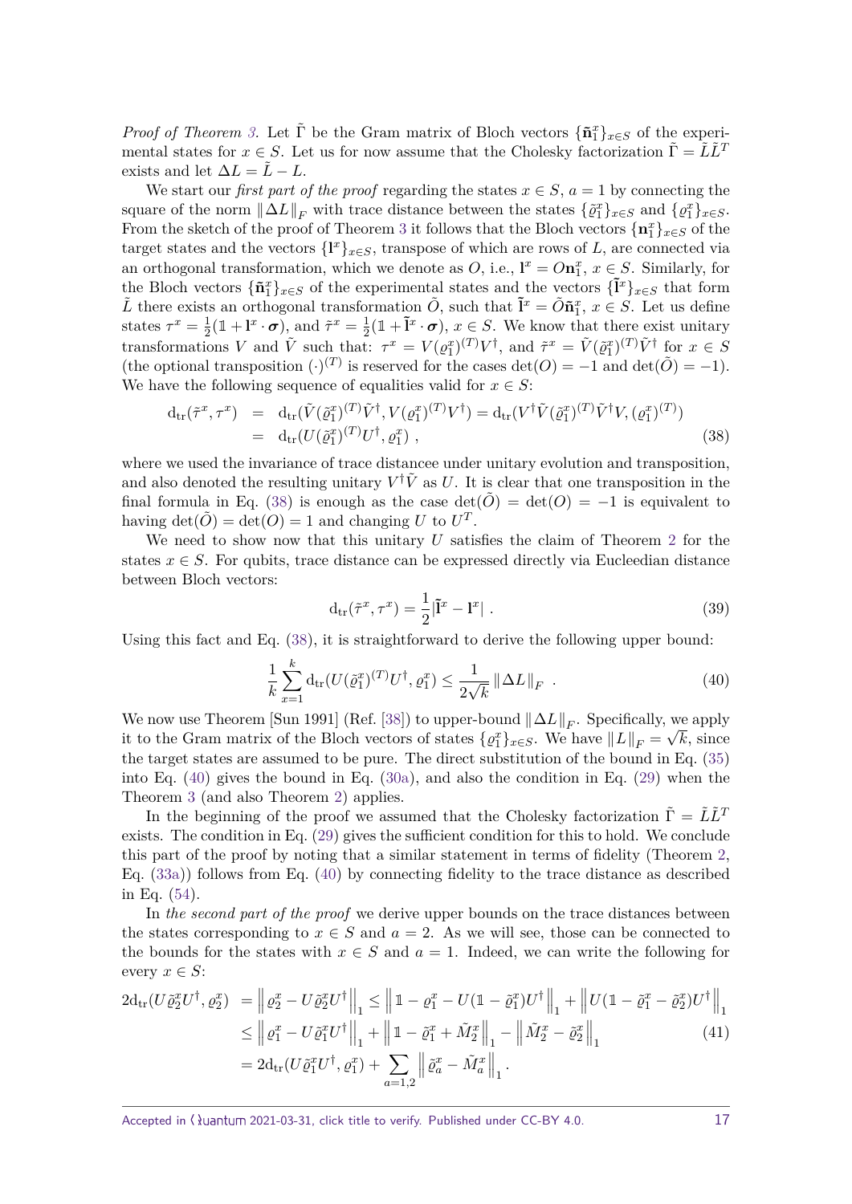*Proof of Theorem 3.* Let $\tilde{\Gamma}$ be the Gram matrix of Bloch vectors $\{\tilde{\mathbf{n}}_1^x\}_{x\in S}$ of the experimental states for $x \in S$. Let us for now assume that the Cholesky factorization $\tilde{\Gamma} = \tilde{L}\tilde{L}^T$ exists and let $\Delta L = \tilde{L} - L$.

We start our *first part of the proof* regarding the states $x \in S$, $a = 1$ by connecting the square of the norm $\|\Delta L\|_F$ with trace distance between the states $\{\tilde{\varrho}_1^x\}_{x\in S}$ and $\{\varrho_1^x\}_{x\in S}$. From the sketch of the proof of Theorem 3 it follows that the Bloch vectors $\{\mathbf{n}_1^x\}_{x\in S}$ of the target states and the vectors $\{\mathbf{l}^x\}_{x\in S}$, transpose of which are rows of $L$, are connected via an orthogonal transformation, which we denote as $O$, i.e., $\mathbf{l}^x = O\mathbf{n}_1^x$, $x \in S$. Similarly, for the Bloch vectors $\{\tilde{\mathbf{n}}_1^x\}_{x\in S}$ of the experimental states and the vectors $\{\tilde{\mathbf{l}}^x\}_{x\in S}$ that form $\tilde{L}$ there exists an orthogonal transformation $\tilde{O}$, such that $\tilde{\mathbf{l}}^x = \tilde{O}\tilde{\mathbf{n}}_1^x$, $x \in S$. Let us define states $\tau^x = \frac{1}{2}(\mathbb{1} + \mathbf{l}^x \cdot \boldsymbol{\sigma})$, and $\tilde{\tau}^x = \frac{1}{2}(\mathbb{1} + \tilde{\mathbf{l}}^x \cdot \boldsymbol{\sigma})$, $x \in S$. We know that there exist unitary transformations $V$ and $\tilde{V}$ such that: $\tau^x = V(\varrho_1^x)^{(T)}V^\dagger$, and $\tilde{\tau}^x = \tilde{V}(\tilde{\varrho}_1^x)^{(T)}\tilde{V}^\dagger$ for $x \in S$ (the optional transposition $(\cdot)^{(T)}$ is reserved for the cases $\det(O) = -1$ and $\det(\tilde{O}) = -1$). We have the following sequence of equalities valid for $x \in S$:

$$
\begin{aligned}
\mathrm{d_{tr}}(\tilde{\tau}^x, \tau^x) &= \mathrm{d_{tr}}(\tilde{V}(\tilde{\varrho}_1^x)^{(T)}\tilde{V}^\dagger, V(\varrho_1^x)^{(T)}V^\dagger) = \mathrm{d_{tr}}(V^\dagger\tilde{V}(\tilde{\varrho}_1^x)^{(T)}\tilde{V}^\dagger V, (\varrho_1^x)^{(T)}) \\
&= \mathrm{d_{tr}}(U(\tilde{\varrho}_1^x)^{(T)}U^\dagger, \varrho_1^x) \, ,
\end{aligned} \tag{38}
$$

where we used the invariance of trace distancee under unitary evolution and transposition, and also denoted the resulting unitary $V^\dagger\tilde{V}$ as $U$. It is clear that one transposition in the final formula in Eq. (38) is enough as the case $\det(\tilde{O}) = \det(O) = -1$ is equivalent to having $\det(\tilde{O}) = \det(O) = 1$ and changing $U$ to $U^T$.

We need to show now that this unitary $U$ satisfies the claim of Theorem 2 for the states $x \in S$. For qubits, trace distance can be expressed directly via Eucleedian distance between Bloch vectors:

$$
\mathrm{d_{tr}}(\tilde{\tau}^x, \tau^x) = \frac{1}{2}|\tilde{\mathbf{l}}^x - \mathbf{l}^x| \, . \tag{39}
$$

Using this fact and Eq. (38), it is straightforward to derive the following upper bound:

$$
\frac{1}{k}\sum_{x=1}^{k} \mathrm{d_{tr}}(U(\tilde{\varrho}_1^x)^{(T)}U^\dagger, \varrho_1^x) \leq \frac{1}{2\sqrt{k}}\|\Delta L\|_F \, . \tag{40}
$$

We now use Theorem [Sun 1991] (Ref. [38]) to upper-bound $\|\Delta L\|_F$. Specifically, we apply it to the Gram matrix of the Bloch vectors of states $\{\varrho_1^x\}_{x\in S}$. We have $\|L\|_F = \sqrt{k}$, since the target states are assumed to be pure. The direct substitution of the bound in Eq. (35) into Eq. (40) gives the bound in Eq. (30a), and also the condition in Eq. (29) when the Theorem 3 (and also Theorem 2) applies.

In the beginning of the proof we assumed that the Cholesky factorization $\tilde{\Gamma} = \tilde{L}\tilde{L}^T$ exists. The condition in Eq. (29) gives the sufficient condition for this to hold. We conclude this part of the proof by noting that a similar statement in terms of fidelity (Theorem 2, Eq. (33a)) follows from Eq. (40) by connecting fidelity to the trace distance as described in Eq. (54).

In *the second part of the proof* we derive upper bounds on the trace distances between the states corresponding to $x \in S$ and $a = 2$. As we will see, those can be connected to the bounds for the states with $x \in S$ and $a = 1$. Indeed, we can write the following for every $x \in S$:

$$
\begin{aligned}
2\mathrm{d_{tr}}(U\tilde{\varrho}_2^x U^\dagger, \varrho_2^x) &= \left\|\varrho_2^x - U\tilde{\varrho}_2^x U^\dagger\right\|_1 \leq \left\|\mathbb{1} - \varrho_1^x - U(\mathbb{1} - \tilde{\varrho}_1^x)U^\dagger\right\|_1 + \left\|U(\mathbb{1} - \tilde{\varrho}_1^x - \tilde{\varrho}_2^x)U^\dagger\right\|_1 \\
&\leq \left\|\varrho_1^x - U\tilde{\varrho}_1^x U^\dagger\right\|_1 + \left\|\mathbb{1} - \tilde{\varrho}_1^x + \tilde{M}_2^x\right\|_1 - \left\|\tilde{M}_2^x - \tilde{\varrho}_2^x\right\|_1 \\
&= 2\mathrm{d_{tr}}(U\tilde{\varrho}_1^x U^\dagger, \varrho_1^x) + \sum_{a=1,2}\left\|\tilde{\varrho}_a^x - \tilde{M}_a^x\right\|_1 .
\end{aligned} \tag{41}
$$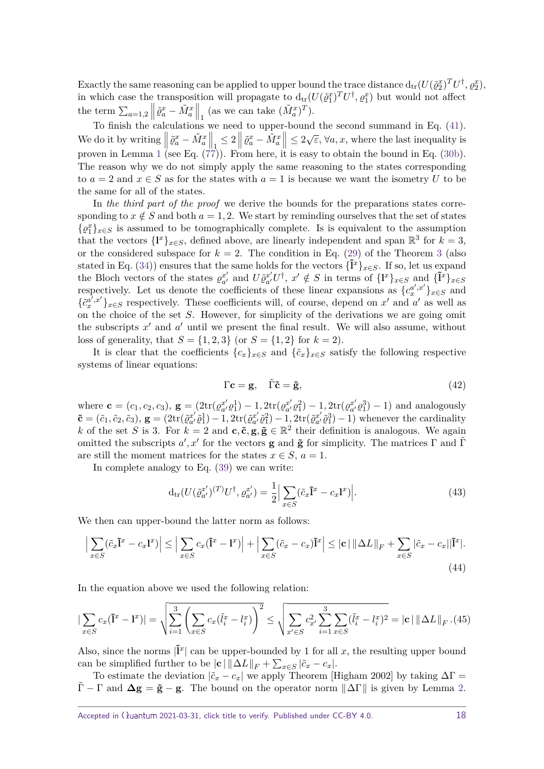Exactly the same reasoning can be applied to upper bound the trace distance $\mathrm{d_{tr}}(U(\tilde{\varrho}_2^x)^T U^\dagger, \varrho_2^x)$, in which case the transposition will propagate to $\mathrm{d_{tr}}(U(\tilde{\varrho}_1^x)^T U^\dagger, \varrho_1^x)$ but would not affect the term $\sum_{a=1,2}\left\| \tilde{\varrho}_a^x - \tilde{M}_a^x \right\|_1$ (as we can take $(\tilde{M}_a^x)^T$).

To finish the calculations we need to upper-bound the second summand in Eq. (41). We do it by writing $\left\| \tilde{\varrho}_a^x - \tilde{M}_a^x \right\|_1 \leq 2\left\| \tilde{\varrho}_a^x - \tilde{M}_a^x \right\| \leq 2\sqrt{\varepsilon}$, $\forall a, x$, where the last inequality is proven in Lemma 1 (see Eq. (77)). From here, it is easy to obtain the bound in Eq. (30b). The reason why we do not simply apply the same reasoning to the states corresponding to $a = 2$ and $x \in S$ as for the states with $a = 1$ is because we want the isometry $U$ to be the same for all of the states.

In *the third part of the proof* we derive the bounds for the preparations states corresponding to $x \notin S$ and both $a = 1, 2$. We start by reminding ourselves that the set of states $\{\varrho_1^x\}_{x\in S}$ is assumed to be tomographically complete. Is is equivalent to the assumption that the vectors $\{\mathbf{l}^x\}_{x\in S}$, defined above, are linearly independent and span $\mathbb{R}^3$ for $k = 3$, or the considered subspace for $k = 2$. The condition in Eq. (29) of the Theorem 3 (also stated in Eq. (34)) ensures that the same holds for the vectors $\{\tilde{\mathbf{l}}^x\}_{x\in S}$. If so, let us expand the Bloch vectors of the states $\varrho_{a'}^{x'}$ and $U\tilde{\varrho}_{a'}^{x'}U^\dagger$, $x' \notin S$ in terms of $\{\mathbf{l}^x\}_{x\in S}$ and $\{\tilde{\mathbf{l}}^x\}_{x\in S}$ respectively. Let us denote the coefficients of these linear expansions as $\{c_x^{a',x'}\}_{x\in S}$ and $\{\tilde{c}_x^{a',x'}\}_{x\in S}$ respectively. These coefficients will, of course, depend on $x'$ and $a'$ as well as on the choice of the set $S$. However, for simplicity of the derivations we are going omit the subscripts $x'$ and $a'$ until we present the final result. We will also assume, without loss of generality, that $S = \{1, 2, 3\}$ (or $S = \{1, 2\}$ for $k = 2$).

It is clear that the coefficients $\{c_x\}_{x\in S}$ and $\{\tilde{c}_x\}_{x\in S}$ satisfy the following respective systems of linear equations:

$$\Gamma\mathbf{c} = \mathbf{g}, \quad \tilde{\Gamma}\tilde{\mathbf{c}} = \tilde{\mathbf{g}}, \tag{42}$$

where $\mathbf{c} = (c_1, c_2, c_3)$, $\mathbf{g} = (2\mathrm{tr}(\varrho_{a'}^{x'}\varrho_1^1) - 1, 2\mathrm{tr}(\varrho_{a'}^{x'}\varrho_1^2) - 1, 2\mathrm{tr}(\varrho_{a'}^{x'}\varrho_1^3) - 1)$ and analogously $\tilde{\mathbf{c}} = (\tilde{c}_1, \tilde{c}_2, \tilde{c}_3)$, $\mathbf{g} = (2\mathrm{tr}(\tilde{\varrho}_{a'}^{x'}\tilde{\varrho}_1^1) - 1, 2\mathrm{tr}(\tilde{\varrho}_{a'}^{x'}\tilde{\varrho}_1^2) - 1, 2\mathrm{tr}(\tilde{\varrho}_{a'}^{x'}\tilde{\varrho}_1^3) - 1)$ whenever the cardinality $k$ of the set $S$ is 3. For $k = 2$ and $\mathbf{c}, \tilde{\mathbf{c}}, \mathbf{g}, \tilde{\mathbf{g}} \in \mathbb{R}^2$ their definition is analogous. We again omitted the subscripts $a', x'$ for the vectors $\mathbf{g}$ and $\tilde{\mathbf{g}}$ for simplicity. The matrices $\Gamma$ and $\tilde{\Gamma}$ are still the moment matrices for the states $x \in S$, $a = 1$.

In complete analogy to Eq. (39) we can write:

$$\mathrm{d_{tr}}(U(\tilde{\varrho}_{a'}^{x'})^{(T)}U^\dagger, \varrho_{a'}^{x'}) = \frac{1}{2}\Big|\sum_{x\in S}(\tilde{c}_x\tilde{\mathbf{l}}^x - c_x\mathbf{l}^x)\Big|. \tag{43}$$

We then can upper-bound the latter norm as follows:

$$\Big|\sum_{x\in S}(\tilde{c}_x\tilde{\mathbf{l}}^x - c_x\mathbf{l}^x)\Big| \leq \Big|\sum_{x\in S}c_x(\tilde{\mathbf{l}}^x - \mathbf{l}^x)\Big| + \Big|\sum_{x\in S}(\tilde{c}_x - c_x)\tilde{\mathbf{l}}^x\Big| \leq |\mathbf{c}|\,\|\Delta L\|_F + \sum_{x\in S}|\tilde{c}_x - c_x||\tilde{\mathbf{l}}^x|. \tag{44}$$

In the equation above we used the following relation:

$$|\sum_{x\in S}c_x(\tilde{\mathbf{l}}^x - \mathbf{l}^x)| = \sqrt{\sum_{i=1}^{3}\left(\sum_{x\in S}c_x(\tilde{l}_i^x - l_i^x)\right)^2} \leq \sqrt{\sum_{x'\in S}c_{x'}^2\sum_{i=1}^{3}\sum_{x\in S}(\tilde{l}_i^x - l_i^x)^2} = |\mathbf{c}|\,\|\Delta L\|_F\,. \tag{45}$$

Also, since the norms $|\tilde{\mathbf{l}}^x|$ can be upper-bounded by 1 for all $x$, the resulting upper bound can be simplified further to be $|\mathbf{c}|\,\|\Delta L\|_F + \sum_{x\in S}|\tilde{c}_x - c_x|$.

To estimate the deviation $|\tilde{c}_x - c_x|$ we apply Theorem [Higham 2002] by taking $\Delta\Gamma = \tilde{\Gamma} - \Gamma$ and $\boldsymbol{\Delta}\mathbf{g} = \tilde{\mathbf{g}} - \mathbf{g}$. The bound on the operator norm $\|\Delta\Gamma\|$ is given by Lemma 2.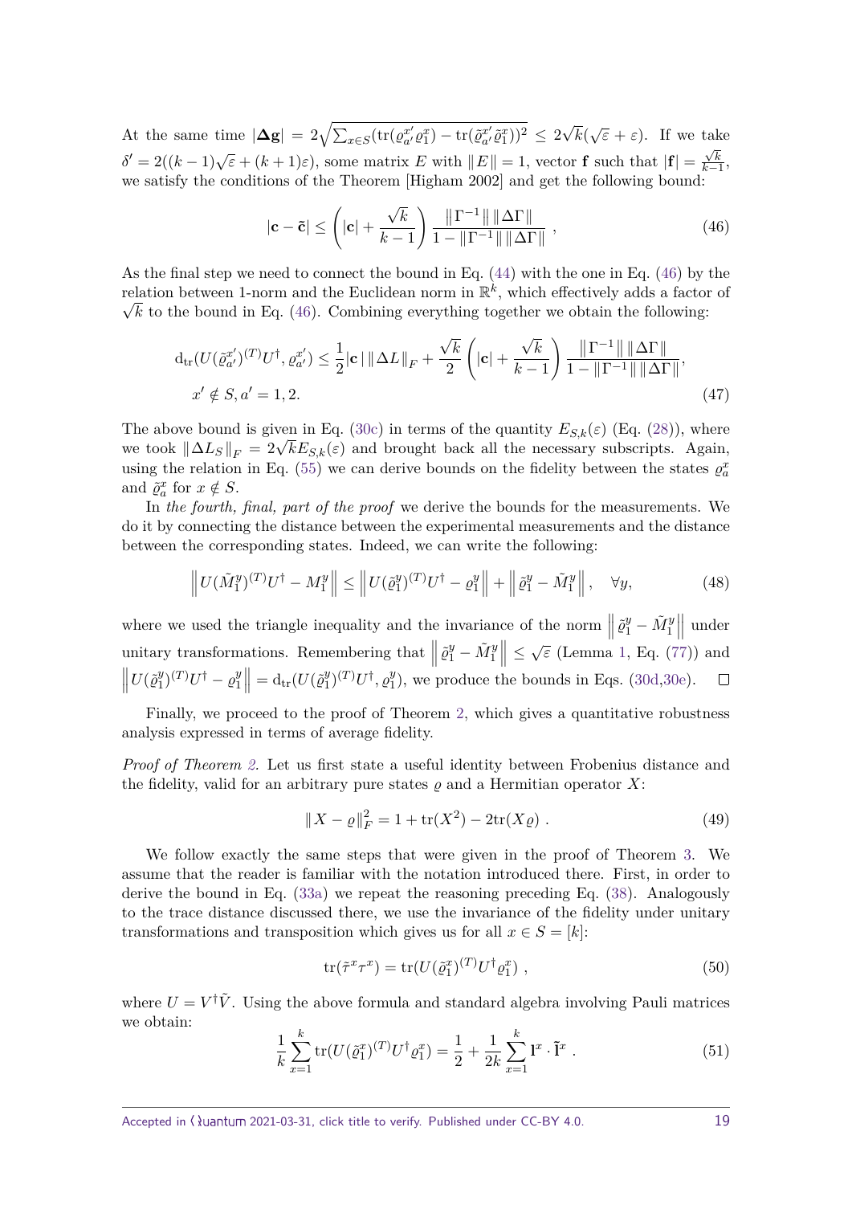At the same time $|\mathbf{\Delta g}| = 2\sqrt{\sum_{x\in S}(\mathrm{tr}(\varrho_{a'}^{x'}\varrho_1^x) - \mathrm{tr}(\tilde{\varrho}_{a'}^{x'}\tilde{\varrho}_1^x))^2} \leq 2\sqrt{k}(\sqrt{\varepsilon}+\varepsilon)$. If we take $\delta' = 2((k-1)\sqrt{\varepsilon} + (k+1)\varepsilon)$, some matrix $E$ with $\|E\| = 1$, vector $\mathbf{f}$ such that $|\mathbf{f}| = \frac{\sqrt{k}}{k-1}$, we satisfy the conditions of the Theorem [Higham 2002] and get the following bound:

$$|\mathbf{c} - \tilde{\mathbf{c}}| \leq \left(|\mathbf{c}| + \frac{\sqrt{k}}{k-1}\right)\frac{\|\Gamma^{-1}\|\,\|\Delta\Gamma\|}{1 - \|\Gamma^{-1}\|\,\|\Delta\Gamma\|}\ , \tag{46}$$

As the final step we need to connect the bound in Eq. (44) with the one in Eq. (46) by the relation between 1-norm and the Euclidean norm in $\mathbb{R}^k$, which effectively adds a factor of $\sqrt{k}$ to the bound in Eq. (46). Combining everything together we obtain the following:

$$\begin{aligned}
&\mathrm{d_{tr}}(U(\tilde{\varrho}_{a'}^{x'})^{(T)}U^\dagger, \varrho_{a'}^{x'}) \leq \frac{1}{2}|\mathbf{c}\,|\,\|\Delta L\|_F + \frac{\sqrt{k}}{2}\left(|\mathbf{c}| + \frac{\sqrt{k}}{k-1}\right)\frac{\|\Gamma^{-1}\|\,\|\Delta\Gamma\|}{1-\|\Gamma^{-1}\|\,\|\Delta\Gamma\|},\\
&x' \notin S, a' = 1,2.
\end{aligned} \tag{47}$$

The above bound is given in Eq. (30c) in terms of the quantity $E_{S,k}(\varepsilon)$ (Eq. (28)), where we took $\|\Delta L_S\|_F = 2\sqrt{k}E_{S,k}(\varepsilon)$ and brought back all the necessary subscripts. Again, using the relation in Eq. (55) we can derive bounds on the fidelity between the states $\varrho_a^x$ and $\tilde{\varrho}_a^x$ for $x \notin S$.

In *the fourth, final, part of the proof* we derive the bounds for the measurements. We do it by connecting the distance between the experimental measurements and the distance between the corresponding states. Indeed, we can write the following:

$$\left\|U(\tilde{M}_1^y)^{(T)}U^\dagger - M_1^y\right\| \leq \left\|U(\tilde{\varrho}_1^y)^{(T)}U^\dagger - \varrho_1^y\right\| + \left\|\tilde{\varrho}_1^y - \tilde{M}_1^y\right\|, \quad \forall y, \tag{48}$$

where we used the triangle inequality and the invariance of the norm $\left\|\tilde{\varrho}_1^y - \tilde{M}_1^y\right\|$ under unitary transformations. Remembering that $\left\|\tilde{\varrho}_1^y - \tilde{M}_1^y\right\| \leq \sqrt{\varepsilon}$ (Lemma 1, Eq. (77)) and $\left\|U(\tilde{\varrho}_1^y)^{(T)}U^\dagger - \varrho_1^y\right\| = \mathrm{d_{tr}}(U(\tilde{\varrho}_1^y)^{(T)}U^\dagger, \varrho_1^y)$, we produce the bounds in Eqs. (30d,30e). $\square$

Finally, we proceed to the proof of Theorem 2, which gives a quantitative robustness analysis expressed in terms of average fidelity.

*Proof of Theorem 2.* Let us first state a useful identity between Frobenius distance and the fidelity, valid for an arbitrary pure states $\varrho$ and a Hermitian operator $X$:

$$\|X - \varrho\|_F^2 = 1 + \mathrm{tr}(X^2) - 2\mathrm{tr}(X\varrho)\ . \tag{49}$$

We follow exactly the same steps that were given in the proof of Theorem 3. We assume that the reader is familiar with the notation introduced there. First, in order to derive the bound in Eq. (33a) we repeat the reasoning preceding Eq. (38). Analogously to the trace distance discussed there, we use the invariance of the fidelity under unitary transformations and transposition which gives us for all $x \in S = [k]$:

$$\mathrm{tr}(\tilde{\tau}^x\tau^x) = \mathrm{tr}(U(\tilde{\varrho}_1^x)^{(T)}U^\dagger\varrho_1^x)\ , \tag{50}$$

where $U = V^\dagger\tilde{V}$. Using the above formula and standard algebra involving Pauli matrices we obtain:

$$\frac{1}{k}\sum_{x=1}^{k}\mathrm{tr}(U(\tilde{\varrho}_1^x)^{(T)}U^\dagger\varrho_1^x) = \frac{1}{2} + \frac{1}{2k}\sum_{x=1}^{k}\mathbf{l}^x\cdot\tilde{\mathbf{l}}^x\ . \tag{51}$$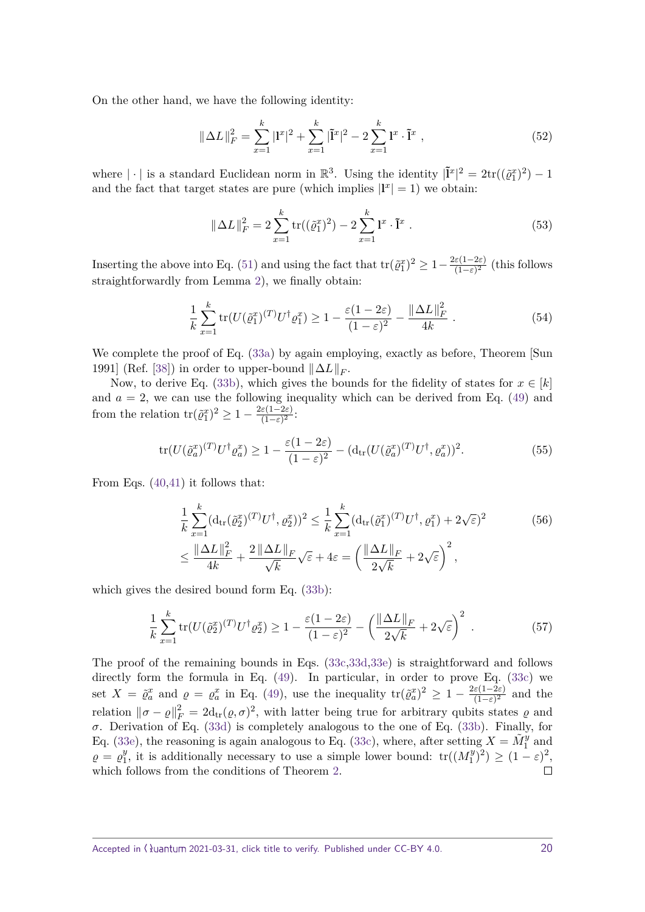On the other hand, we have the following identity:

$$
\|\Delta L\|_F^2 = \sum_{x=1}^{k} |\mathbf{l}^x|^2 + \sum_{x=1}^{k} |\tilde{\mathbf{l}}^x|^2 - 2\sum_{x=1}^{k} \mathbf{l}^x \cdot \tilde{\mathbf{l}}^x \ , \tag{52}
$$

where $|\cdot|$ is a standard Euclidean norm in $\mathbb{R}^3$. Using the identity $|\tilde{\mathbf{l}}^x|^2 = 2\mathrm{tr}((\tilde{\varrho}_1^x)^2) - 1$ and the fact that target states are pure (which implies $|\mathbf{l}^x| = 1$) we obtain:

$$
\|\Delta L\|_F^2 = 2\sum_{x=1}^{k} \mathrm{tr}((\tilde{\varrho}_1^x)^2) - 2\sum_{x=1}^{k} \mathbf{l}^x \cdot \tilde{\mathbf{l}}^x \ . \tag{53}
$$

Inserting the above into Eq. (51) and using the fact that $\mathrm{tr}(\tilde{\varrho}_1^x)^2 \geq 1 - \frac{2\varepsilon(1-2\varepsilon)}{(1-\varepsilon)^2}$ (this follows straightforwardly from Lemma 2), we finally obtain:

$$
\frac{1}{k}\sum_{x=1}^{k} \mathrm{tr}(U(\tilde{\varrho}_1^x)^{(T)}U^\dagger \varrho_1^x) \geq 1 - \frac{\varepsilon(1-2\varepsilon)}{(1-\varepsilon)^2} - \frac{\|\Delta L\|_F^2}{4k} \ . \tag{54}
$$

We complete the proof of Eq. (33a) by again employing, exactly as before, Theorem [Sun 1991] (Ref. [38]) in order to upper-bound $\|\Delta L\|_F$.

Now, to derive Eq. (33b), which gives the bounds for the fidelity of states for $x \in [k]$ and $a = 2$, we can use the following inequality which can be derived from Eq. (49) and from the relation $\mathrm{tr}(\tilde{\varrho}_1^x)^2 \geq 1 - \frac{2\varepsilon(1-2\varepsilon)}{(1-\varepsilon)^2}$:

$$
\mathrm{tr}(U(\tilde{\varrho}_a^x)^{(T)}U^\dagger \varrho_a^x) \geq 1 - \frac{\varepsilon(1-2\varepsilon)}{(1-\varepsilon)^2} - (\mathrm{d_{tr}}(U(\tilde{\varrho}_a^x)^{(T)}U^\dagger, \varrho_a^x))^2. \tag{55}
$$

From Eqs. (40,41) it follows that:

$$
\begin{aligned}
&\frac{1}{k}\sum_{x=1}^{k} (\mathrm{d_{tr}}(\tilde{\varrho}_2^x)^{(T)}U^\dagger, \varrho_2^x))^2 \leq \frac{1}{k}\sum_{x=1}^{k} (\mathrm{d_{tr}}(\tilde{\varrho}_1^x)^{(T)}U^\dagger, \varrho_1^x) + 2\sqrt{\varepsilon})^2 \\
&\leq \frac{\|\Delta L\|_F^2}{4k} + \frac{2\|\Delta L\|_F}{\sqrt{k}}\sqrt{\varepsilon} + 4\varepsilon = \left(\frac{\|\Delta L\|_F}{2\sqrt{k}} + 2\sqrt{\varepsilon}\right)^2,
\end{aligned} \tag{56}
$$

which gives the desired bound form Eq. (33b):

$$
\frac{1}{k}\sum_{x=1}^{k} \mathrm{tr}(U(\tilde{\varrho}_2^x)^{(T)}U^\dagger \varrho_2^x) \geq 1 - \frac{\varepsilon(1-2\varepsilon)}{(1-\varepsilon)^2} - \left(\frac{\|\Delta L\|_F}{2\sqrt{k}} + 2\sqrt{\varepsilon}\right)^2 \ . \tag{57}
$$

The proof of the remaining bounds in Eqs. (33c,33d,33e) is straightforward and follows directly form the formula in Eq. (49). In particular, in order to prove Eq. (33c) we set $X = \tilde{\varrho}_a^x$ and $\varrho = \varrho_a^x$ in Eq. (49), use the inequality $\mathrm{tr}(\tilde{\varrho}_a^x)^2 \geq 1 - \frac{2\varepsilon(1-2\varepsilon)}{(1-\varepsilon)^2}$ and the relation $\|\sigma - \varrho\|_F^2 = 2\mathrm{d_{tr}}(\varrho,\sigma)^2$, with latter being true for arbitrary qubits states $\varrho$ and $\sigma$. Derivation of Eq. (33d) is completely analogous to the one of Eq. (33b). Finally, for Eq. (33e), the reasoning is again analogous to Eq. (33c), where, after setting $X = \tilde{M}_1^y$ and $\varrho = \varrho_1^y$, it is additionally necessary to use a simple lower bound: $\mathrm{tr}((M_1^y)^2) \geq (1-\varepsilon)^2$, which follows from the conditions of Theorem 2. □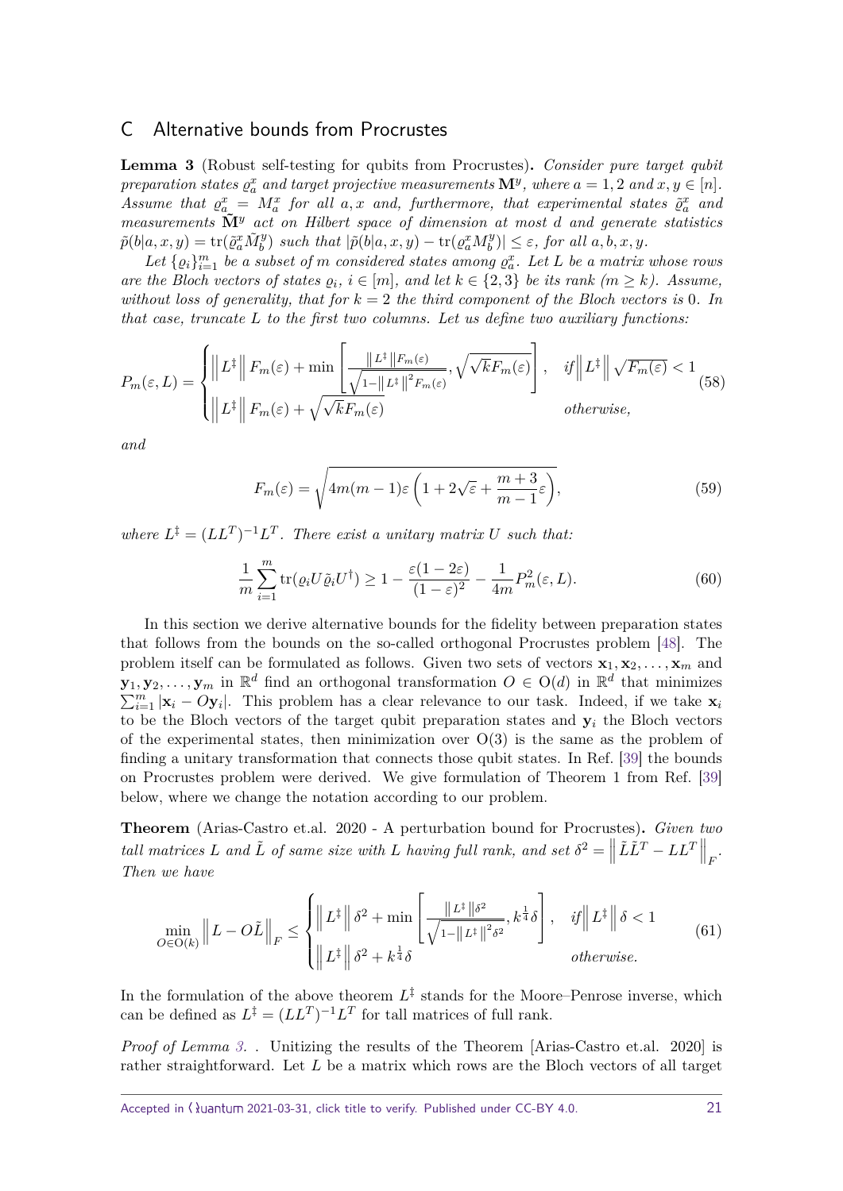## C Alternative bounds from Procrustes

**Lemma 3** (Robust self-testing for qubits from Procrustes)**.** *Consider pure target qubit preparation states $\varrho_a^x$ and target projective measurements $\mathbf{M}^y$, where $a=1,2$ and $x,y\in[n]$. Assume that $\varrho_a^x = M_a^x$ for all $a,x$ and, furthermore, that experimental states $\tilde{\varrho}_a^x$ and measurements $\tilde{\mathbf{M}}^y$ act on Hilbert space of dimension at most $d$ and generate statistics $\tilde{p}(b|a,x,y)=\mathrm{tr}(\tilde{\varrho}_a^x\tilde{M}_b^y)$ such that $|\tilde{p}(b|a,x,y)-\mathrm{tr}(\varrho_a^x M_b^y)|\leq\varepsilon$, for all $a,b,x,y$.*

*Let $\{\varrho_i\}_{i=1}^m$ be a subset of $m$ considered states among $\varrho_a^x$. Let $L$ be a matrix whose rows are the Bloch vectors of states $\varrho_i$, $i\in[m]$, and let $k\in\{2,3\}$ be its rank ($m\geq k$). Assume, without loss of generality, that for $k=2$ the third component of the Bloch vectors is 0. In that case, truncate $L$ to the first two columns. Let us define two auxiliary functions:*

$$
P_m(\varepsilon,L)=\begin{cases}\left\|L^{\ddagger}\right\|F_m(\varepsilon)+\min\left[\frac{\left\|L^{\ddagger}\right\|F_m(\varepsilon)}{\sqrt{1-\left\|L^{\ddagger}\right\|^2F_m(\varepsilon)}},\sqrt{\sqrt{k}F_m(\varepsilon)}\right], & \text{if} \left\|L^{\ddagger}\right\|\sqrt{F_m(\varepsilon)}<1\\ \left\|L^{\ddagger}\right\|F_m(\varepsilon)+\sqrt{\sqrt{k}F_m(\varepsilon)} & \text{otherwise,}\end{cases} \tag{58}
$$

*and*

$$
F_m(\varepsilon)=\sqrt{4m(m-1)\varepsilon\left(1+2\sqrt{\varepsilon}+\frac{m+3}{m-1}\varepsilon\right)}, \tag{59}
$$

*where $L^{\ddagger}=(LL^T)^{-1}L^T$. There exist a unitary matrix $U$ such that:*

$$
\frac{1}{m}\sum_{i=1}^{m}\mathrm{tr}(\varrho_i U\tilde{\varrho}_i U^{\dagger})\geq 1-\frac{\varepsilon(1-2\varepsilon)}{(1-\varepsilon)^2}-\frac{1}{4m}P_m^2(\varepsilon,L). \tag{60}
$$

In this section we derive alternative bounds for the fidelity between preparation states that follows from the bounds on the so-called orthogonal Procrustes problem [48]. The problem itself can be formulated as follows. Given two sets of vectors $\mathbf{x}_1,\mathbf{x}_2,\ldots,\mathbf{x}_m$ and $\mathbf{y}_1,\mathbf{y}_2,\ldots,\mathbf{y}_m$ in $\mathbb{R}^d$ find an orthogonal transformation $O\in\mathrm{O}(d)$ in $\mathbb{R}^d$ that minimizes $\sum_{i=1}^m|\mathbf{x}_i-O\mathbf{y}_i|$. This problem has a clear relevance to our task. Indeed, if we take $\mathbf{x}_i$ to be the Bloch vectors of the target qubit preparation states and $\mathbf{y}_i$ the Bloch vectors of the experimental states, then minimization over $\mathrm{O}(3)$ is the same as the problem of finding a unitary transformation that connects those qubit states. In Ref. [39] the bounds on Procrustes problem were derived. We give formulation of Theorem 1 from Ref. [39] below, where we change the notation according to our problem.

**Theorem** (Arias-Castro et.al. 2020 - A perturbation bound for Procrustes)**.** *Given two tall matrices $L$ and $\tilde{L}$ of same size with $L$ having full rank, and set $\delta^2=\left\|\tilde{L}\tilde{L}^T-LL^T\right\|_F$. Then we have*

$$
\min_{O\in\mathrm{O}(k)}\left\|L-O\tilde{L}\right\|_F\leq\begin{cases}\left\|L^{\ddagger}\right\|\delta^2+\min\left[\frac{\left\|L^{\ddagger}\right\|\delta^2}{\sqrt{1-\left\|L^{\ddagger}\right\|^2\delta^2}},k^{\frac{1}{4}}\delta\right], & \text{if} \left\|L^{\ddagger}\right\|\delta<1\\ \left\|L^{\ddagger}\right\|\delta^2+k^{\frac{1}{4}}\delta & \text{otherwise.}\end{cases} \tag{61}
$$

In the formulation of the above theorem $L^{\ddagger}$ stands for the Moore–Penrose inverse, which can be defined as $L^{\ddagger}=(LL^T)^{-1}L^T$ for tall matrices of full rank.

*Proof of Lemma 3.* . Unitizing the results of the Theorem [Arias-Castro et.al. 2020] is rather straightforward. Let $L$ be a matrix which rows are the Bloch vectors of all target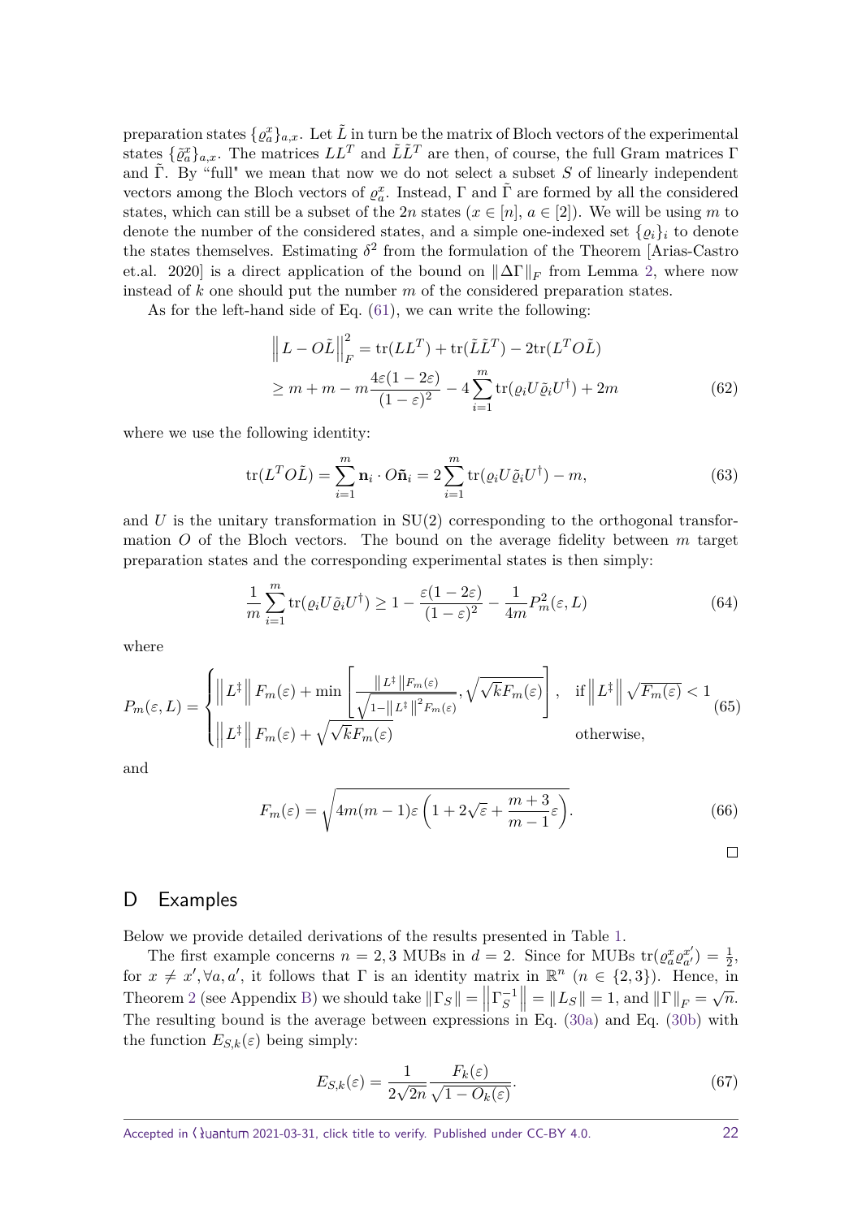preparation states $\{\varrho_a^x\}_{a,x}$. Let $\tilde{L}$ in turn be the matrix of Bloch vectors of the experimental states $\{\tilde{\varrho}_a^x\}_{a,x}$. The matrices $LL^T$ and $\tilde{L}\tilde{L}^T$ are then, of course, the full Gram matrices $\Gamma$ and $\tilde{\Gamma}$. By "full" we mean that now we do not select a subset $S$ of linearly independent vectors among the Bloch vectors of $\varrho_a^x$. Instead, $\Gamma$ and $\tilde{\Gamma}$ are formed by all the considered states, which can still be a subset of the $2n$ states ($x \in [n]$, $a \in [2]$). We will be using $m$ to denote the number of the considered states, and a simple one-indexed set $\{\varrho_i\}_i$ to denote the states themselves. Estimating $\delta^2$ from the formulation of the Theorem [Arias-Castro et.al. 2020] is a direct application of the bound on $\|\Delta\Gamma\|_F$ from Lemma 2, where now instead of $k$ one should put the number $m$ of the considered preparation states.

As for the left-hand side of Eq. (61), we can write the following:

$$
\begin{aligned}
\left\| L - O\tilde{L} \right\|_F^2 &= \operatorname{tr}(LL^T) + \operatorname{tr}(\tilde{L}\tilde{L}^T) - 2\operatorname{tr}(L^T O \tilde{L}) \\
&\geq m + m - m\frac{4\varepsilon(1-2\varepsilon)}{(1-\varepsilon)^2} - 4\sum_{i=1}^{m} \operatorname{tr}(\varrho_i U \tilde{\varrho}_i U^\dagger) + 2m
\end{aligned} \tag{62}
$$

where we use the following identity:

$$
\operatorname{tr}(L^T O \tilde{L}) = \sum_{i=1}^{m} \mathbf{n}_i \cdot O\tilde{\mathbf{n}}_i = 2\sum_{i=1}^{m} \operatorname{tr}(\varrho_i U \tilde{\varrho}_i U^\dagger) - m, \tag{63}
$$

and $U$ is the unitary transformation in $\mathrm{SU}(2)$ corresponding to the orthogonal transformation $O$ of the Bloch vectors. The bound on the average fidelity between $m$ target preparation states and the corresponding experimental states is then simply:

$$
\frac{1}{m}\sum_{i=1}^{m} \operatorname{tr}(\varrho_i U \tilde{\varrho}_i U^\dagger) \geq 1 - \frac{\varepsilon(1-2\varepsilon)}{(1-\varepsilon)^2} - \frac{1}{4m} P_m^2(\varepsilon, L) \tag{64}
$$

where

$$
P_m(\varepsilon, L) = \begin{cases} \left\| L^\ddagger \right\| F_m(\varepsilon) + \min\left[ \frac{\left\| L^\ddagger \right\| F_m(\varepsilon)}{\sqrt{1 - \left\| L^\ddagger \right\|^2 F_m(\varepsilon)}}, \sqrt{\sqrt{k} F_m(\varepsilon)} \right], & \text{if } \left\| L^\ddagger \right\| \sqrt{F_m(\varepsilon)} < 1 \\ \left\| L^\ddagger \right\| F_m(\varepsilon) + \sqrt{\sqrt{k} F_m(\varepsilon)} & \text{otherwise,} \end{cases} \tag{65}
$$

and

$$
F_m(\varepsilon) = \sqrt{4m(m-1)\varepsilon\left(1 + 2\sqrt{\varepsilon} + \frac{m+3}{m-1}\varepsilon\right)}. \tag{66}
$$

□

## D Examples

Below we provide detailed derivations of the results presented in Table 1.

The first example concerns $n = 2, 3$ MUBs in $d = 2$. Since for MUBs $\operatorname{tr}(\varrho_a^x \varrho_{a'}^{x'}) = \frac{1}{2}$, for $x \neq x', \forall a, a'$, it follows that $\Gamma$ is an identity matrix in $\mathbb{R}^n$ ($n \in \{2, 3\}$). Hence, in Theorem 2 (see Appendix B) we should take $\|\Gamma_S\| = \left\|\Gamma_S^{-1}\right\| = \|L_S\| = 1$, and $\|\Gamma\|_F = \sqrt{n}$. The resulting bound is the average between expressions in Eq. (30a) and Eq. (30b) with the function $E_{S,k}(\varepsilon)$ being simply:

$$
E_{S,k}(\varepsilon) = \frac{1}{2\sqrt{2n}} \frac{F_k(\varepsilon)}{\sqrt{1 - O_k(\varepsilon)}}. \tag{67}
$$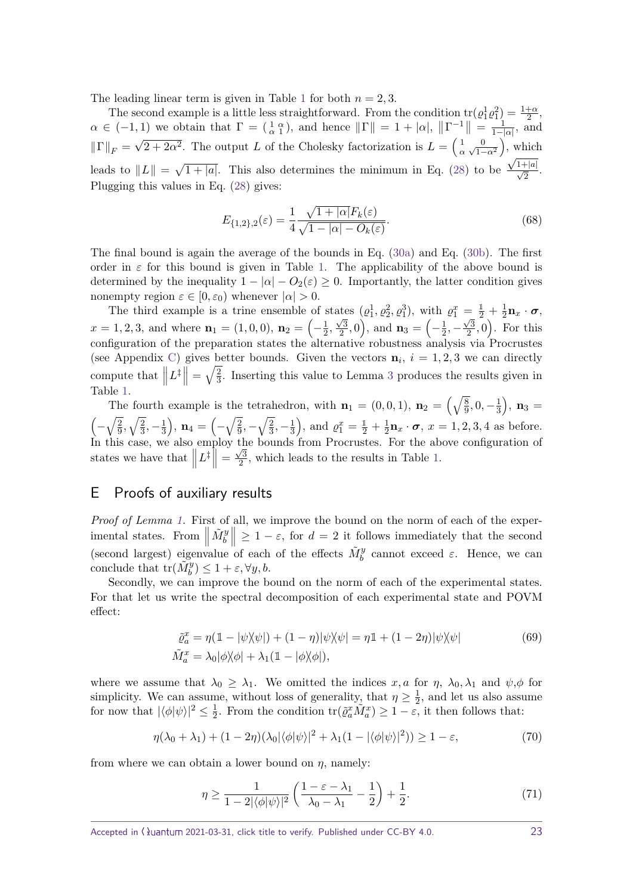The leading linear term is given in Table 1 for both $n = 2, 3$.

The second example is a little less straightforward. From the condition $\mathrm{tr}(\varrho_1^1 \varrho_1^2) = \frac{1+\alpha}{2}$, $\alpha \in (-1, 1)$ we obtain that $\Gamma = \left(\begin{smallmatrix} 1 & \alpha \\ \alpha & 1 \end{smallmatrix}\right)$, and hence $\|\Gamma\| = 1 + |\alpha|$, $\|\Gamma^{-1}\| = \frac{1}{1-|\alpha|}$, and $\|\Gamma\|_F = \sqrt{2 + 2\alpha^2}$. The output $L$ of the Cholesky factorization is $L = \left(\begin{smallmatrix} 1 & 0 \\ \alpha & \sqrt{1-\alpha^2} \end{smallmatrix}\right)$, which leads to $\|L\| = \sqrt{1 + |a|}$. This also determines the minimum in Eq. (28) to be $\frac{\sqrt{1+|a|}}{\sqrt{2}}$. Plugging this values in Eq. (28) gives:

$$
E_{\{1,2\},2}(\varepsilon) = \frac{1}{4} \frac{\sqrt{1 + |\alpha|} F_k(\varepsilon)}{\sqrt{1 - |\alpha| - O_k(\varepsilon)}}. \tag{68}
$$

The final bound is again the average of the bounds in Eq. (30a) and Eq. (30b). The first order in $\varepsilon$ for this bound is given in Table 1. The applicability of the above bound is determined by the inequality $1 - |\alpha| - O_2(\varepsilon) \geq 0$. Importantly, the latter condition gives nonempty region $\varepsilon \in [0, \varepsilon_0)$ whenever $|\alpha| > 0$.

The third example is a trine ensemble of states $(\varrho_1^1, \varrho_2^2, \varrho_1^3)$, with $\varrho_1^x = \frac{1}{2} + \frac{1}{2}\mathbf{n}_x \cdot \boldsymbol{\sigma}$, $x = 1, 2, 3$, and where $\mathbf{n}_1 = (1, 0, 0)$, $\mathbf{n}_2 = \left(-\frac{1}{2}, \frac{\sqrt{3}}{2}, 0\right)$, and $\mathbf{n}_3 = \left(-\frac{1}{2}, -\frac{\sqrt{3}}{2}, 0\right)$. For this configuration of the preparation states the alternative robustness analysis via Procrustes (see Appendix C) gives better bounds. Given the vectors $\mathbf{n}_i$, $i = 1, 2, 3$ we can directly compute that $\left\|L^\ddagger\right\| = \sqrt{\frac{2}{3}}$. Inserting this value to Lemma 3 produces the results given in Table 1.

The fourth example is the tetrahedron, with $\mathbf{n}_1 = (0, 0, 1)$, $\mathbf{n}_2 = \left(\sqrt{\frac{8}{9}}, 0, -\frac{1}{3}\right)$, $\mathbf{n}_3 = \left(-\sqrt{\frac{2}{9}}, \sqrt{\frac{2}{3}}, -\frac{1}{3}\right)$, $\mathbf{n}_4 = \left(-\sqrt{\frac{2}{9}}, -\sqrt{\frac{2}{3}}, -\frac{1}{3}\right)$, and $\varrho_1^x = \frac{1}{2} + \frac{1}{2}\mathbf{n}_x \cdot \boldsymbol{\sigma}$, $x = 1, 2, 3, 4$ as before. In this case, we also employ the bounds from Procrustes. For the above configuration of states we have that $\left\|L^\ddagger\right\| = \frac{\sqrt{3}}{2}$, which leads to the results in Table 1.

## E Proofs of auxiliary results

*Proof of Lemma 1.* First of all, we improve the bound on the norm of each of the experimental states. From $\left\|\tilde{M}_b^y\right\| \geq 1 - \varepsilon$, for $d = 2$ it follows immediately that the second (second largest) eigenvalue of each of the effects $\tilde{M}_b^y$ cannot exceed $\varepsilon$. Hence, we can conclude that $\mathrm{tr}(\tilde{M}_b^y) \leq 1 + \varepsilon, \forall y, b$.

Secondly, we can improve the bound on the norm of each of the experimental states. For that let us write the spectral decomposition of each experimental state and POVM effect:

$$
\begin{aligned}
\tilde{\varrho}_a^x &= \eta(\mathbb{1} - |\psi\rangle\langle\psi|) + (1 - \eta)|\psi\rangle\langle\psi| = \eta\mathbb{1} + (1 - 2\eta)|\psi\rangle\langle\psi| \\
\tilde{M}_a^x &= \lambda_0|\phi\rangle\langle\phi| + \lambda_1(\mathbb{1} - |\phi\rangle\langle\phi|),
\end{aligned} \tag{69}
$$

where we assume that $\lambda_0 \geq \lambda_1$. We omitted the indices $x, a$ for $\eta$, $\lambda_0, \lambda_1$ and $\psi$,$\phi$ for simplicity. We can assume, without loss of generality, that $\eta \geq \frac{1}{2}$, and let us also assume for now that $|\langle\phi|\psi\rangle|^2 \leq \frac{1}{2}$. From the condition $\mathrm{tr}(\tilde{\varrho}_a^x \tilde{M}_a^x) \geq 1 - \varepsilon$, it then follows that:

$$
\eta(\lambda_0 + \lambda_1) + (1 - 2\eta)(\lambda_0|\langle\phi|\psi\rangle|^2 + \lambda_1(1 - |\langle\phi|\psi\rangle|^2)) \geq 1 - \varepsilon, \tag{70}
$$

from where we can obtain a lower bound on $\eta$, namely:

$$
\eta \geq \frac{1}{1 - 2|\langle\phi|\psi\rangle|^2}\left(\frac{1 - \varepsilon - \lambda_1}{\lambda_0 - \lambda_1} - \frac{1}{2}\right) + \frac{1}{2}. \tag{71}
$$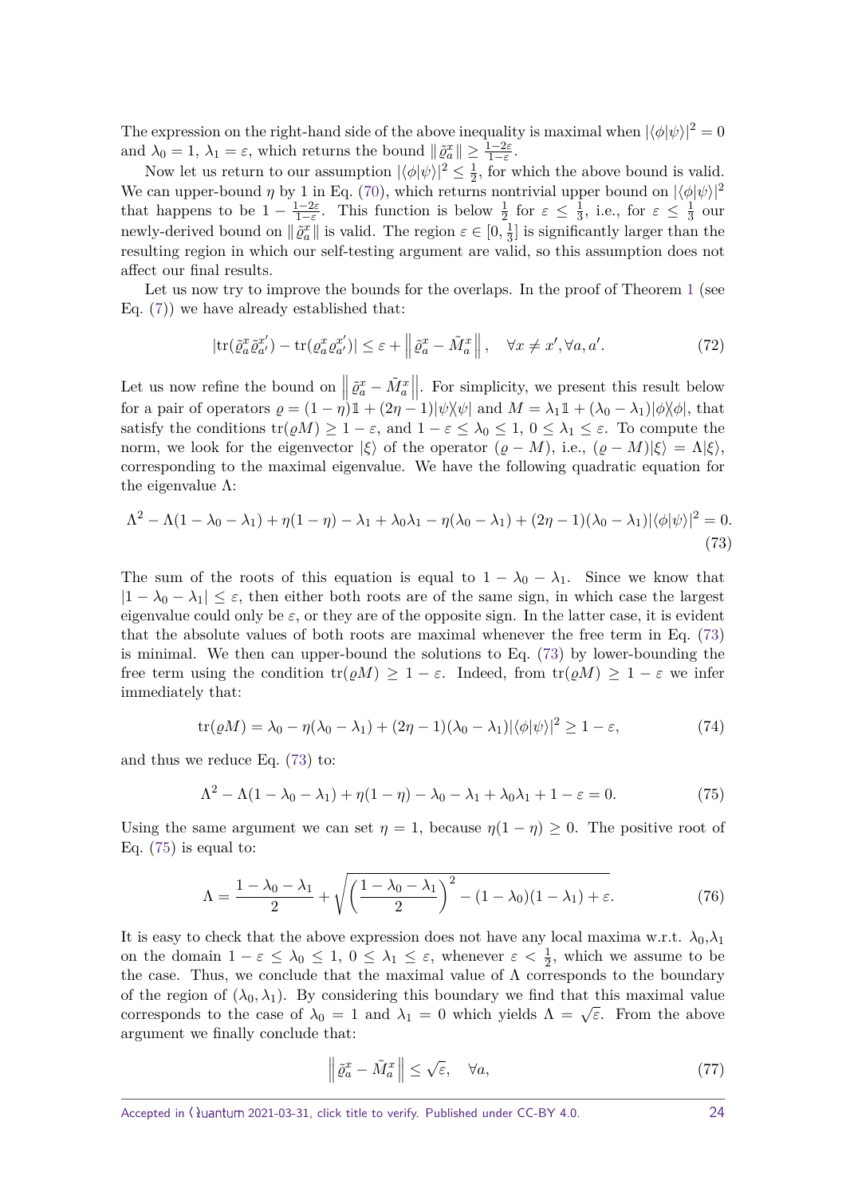The expression on the right-hand side of the above inequality is maximal when $|\langle\phi|\psi\rangle|^2 = 0$ and $\lambda_0 = 1$, $\lambda_1 = \varepsilon$, which returns the bound $\|\tilde{\varrho}_a^x\| \geq \frac{1-2\varepsilon}{1-\varepsilon}$.

Now let us return to our assumption $|\langle\phi|\psi\rangle|^2 \leq \frac{1}{2}$, for which the above bound is valid. We can upper-bound $\eta$ by 1 in Eq. (70), which returns nontrivial upper bound on $|\langle\phi|\psi\rangle|^2$ that happens to be $1 - \frac{1-2\varepsilon}{1-\varepsilon}$. This function is below $\frac{1}{2}$ for $\varepsilon \leq \frac{1}{3}$, i.e., for $\varepsilon \leq \frac{1}{3}$ our newly-derived bound on $\|\tilde{\varrho}_a^x\|$ is valid. The region $\varepsilon \in [0, \frac{1}{3}]$ is significantly larger than the resulting region in which our self-testing argument are valid, so this assumption does not affect our final results.

Let us now try to improve the bounds for the overlaps. In the proof of Theorem 1 (see Eq. (7)) we have already established that:

$$|\mathrm{tr}(\tilde{\varrho}_a^x\tilde{\varrho}_{a'}^{x'}) - \mathrm{tr}(\varrho_a^x\varrho_{a'}^{x'})| \leq \varepsilon + \left\|\tilde{\varrho}_a^x - \tilde{M}_a^x\right\|, \quad \forall x \neq x', \forall a, a'. \tag{72}$$

Let us now refine the bound on $\left\|\tilde{\varrho}_a^x - \tilde{M}_a^x\right\|$. For simplicity, we present this result below for a pair of operators $\varrho = (1-\eta)\mathbb{1} + (2\eta - 1)|\psi\rangle\langle\psi|$ and $M = \lambda_1\mathbb{1} + (\lambda_0 - \lambda_1)|\phi\rangle\langle\phi|$, that satisfy the conditions $\mathrm{tr}(\varrho M) \geq 1 - \varepsilon$, and $1 - \varepsilon \leq \lambda_0 \leq 1$, $0 \leq \lambda_1 \leq \varepsilon$. To compute the norm, we look for the eigenvector $|\xi\rangle$ of the operator $(\varrho - M)$, i.e., $(\varrho - M)|\xi\rangle = \Lambda|\xi\rangle$, corresponding to the maximal eigenvalue. We have the following quadratic equation for the eigenvalue $\Lambda$:

$$\Lambda^2 - \Lambda(1-\lambda_0-\lambda_1) + \eta(1-\eta) - \lambda_1 + \lambda_0\lambda_1 - \eta(\lambda_0-\lambda_1) + (2\eta-1)(\lambda_0-\lambda_1)|\langle\phi|\psi\rangle|^2 = 0. \tag{73}$$

The sum of the roots of this equation is equal to $1 - \lambda_0 - \lambda_1$. Since we know that $|1 - \lambda_0 - \lambda_1| \leq \varepsilon$, then either both roots are of the same sign, in which case the largest eigenvalue could only be $\varepsilon$, or they are of the opposite sign. In the latter case, it is evident that the absolute values of both roots are maximal whenever the free term in Eq. (73) is minimal. We then can upper-bound the solutions to Eq. (73) by lower-bounding the free term using the condition $\mathrm{tr}(\varrho M) \geq 1 - \varepsilon$. Indeed, from $\mathrm{tr}(\varrho M) \geq 1 - \varepsilon$ we infer immediately that:

$$\mathrm{tr}(\varrho M) = \lambda_0 - \eta(\lambda_0 - \lambda_1) + (2\eta - 1)(\lambda_0 - \lambda_1)|\langle\phi|\psi\rangle|^2 \geq 1 - \varepsilon, \tag{74}$$

and thus we reduce Eq. (73) to:

$$\Lambda^2 - \Lambda(1-\lambda_0-\lambda_1) + \eta(1-\eta) - \lambda_0 - \lambda_1 + \lambda_0\lambda_1 + 1 - \varepsilon = 0. \tag{75}$$

Using the same argument we can set $\eta = 1$, because $\eta(1-\eta) \geq 0$. The positive root of Eq. (75) is equal to:

$$\Lambda = \frac{1-\lambda_0-\lambda_1}{2} + \sqrt{\left(\frac{1-\lambda_0-\lambda_1}{2}\right)^2 - (1-\lambda_0)(1-\lambda_1) + \varepsilon}. \tag{76}$$

It is easy to check that the above expression does not have any local maxima w.r.t. $\lambda_0$,$\lambda_1$ on the domain $1 - \varepsilon \leq \lambda_0 \leq 1$, $0 \leq \lambda_1 \leq \varepsilon$, whenever $\varepsilon < \frac{1}{2}$, which we assume to be the case. Thus, we conclude that the maximal value of $\Lambda$ corresponds to the boundary of the region of $(\lambda_0, \lambda_1)$. By considering this boundary we find that this maximal value corresponds to the case of $\lambda_0 = 1$ and $\lambda_1 = 0$ which yields $\Lambda = \sqrt{\varepsilon}$. From the above argument we finally conclude that:

$$\left\|\tilde{\varrho}_a^x - \tilde{M}_a^x\right\| \leq \sqrt{\varepsilon}, \quad \forall a, \tag{77}$$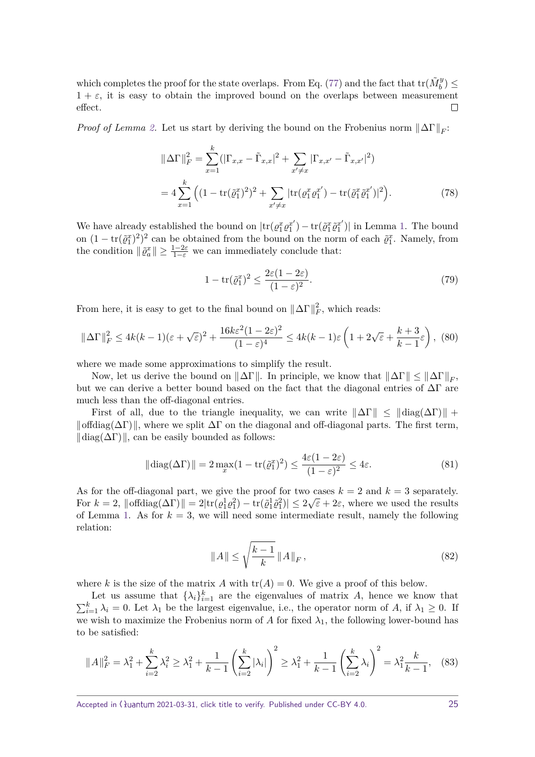which completes the proof for the state overlaps. From Eq. (77) and the fact that $\mathrm{tr}(\tilde{M}_b^y) \leq 1+\varepsilon$, it is easy to obtain the improved bound on the overlaps between measurement effect. $\square$

*Proof of Lemma 2.* Let us start by deriving the bound on the Frobenius norm $\|\Delta\Gamma\|_F$:

$$
\begin{aligned}
\|\Delta\Gamma\|_F^2 &= \sum_{x=1}^{k}(|\Gamma_{x,x} - \tilde{\Gamma}_{x,x}|^2 + \sum_{x'\neq x}|\Gamma_{x,x'} - \tilde{\Gamma}_{x,x'}|^2) \\
&= 4\sum_{x=1}^{k}\Big((1-\mathrm{tr}(\tilde{\varrho}_1^x)^2)^2 + \sum_{x'\neq x}|\mathrm{tr}(\varrho_1^x\varrho_1^{x'}) - \mathrm{tr}(\tilde{\varrho}_1^x\tilde{\varrho}_1^{x'})|^2\Big).
\end{aligned} \tag{78}
$$

We have already established the bound on $|\mathrm{tr}(\varrho_1^x\varrho_1^{x'}) - \mathrm{tr}(\tilde{\varrho}_1^x\tilde{\varrho}_1^{x'})|$ in Lemma 1. The bound on $(1-\mathrm{tr}(\tilde{\varrho}_1^x)^2)^2$ can be obtained from the bound on the norm of each $\tilde{\varrho}_1^x$. Namely, from the condition $\|\tilde{\varrho}_a^x\| \geq \frac{1-2\varepsilon}{1-\varepsilon}$ we can immediately conclude that:

$$
1-\mathrm{tr}(\tilde{\varrho}_1^x)^2 \leq \frac{2\varepsilon(1-2\varepsilon)}{(1-\varepsilon)^2}. \tag{79}
$$

From here, it is easy to get to the final bound on $\|\Delta\Gamma\|_F^2$, which reads:

$$
\|\Delta\Gamma\|_F^2 \leq 4k(k-1)(\varepsilon+\sqrt{\varepsilon})^2 + \frac{16k\varepsilon^2(1-2\varepsilon)^2}{(1-\varepsilon)^4} \leq 4k(k-1)\varepsilon\left(1+2\sqrt{\varepsilon}+\frac{k+3}{k-1}\varepsilon\right), \tag{80}
$$

where we made some approximations to simplify the result.

Now, let us derive the bound on $\|\Delta\Gamma\|$. In principle, we know that $\|\Delta\Gamma\| \leq \|\Delta\Gamma\|_F$, but we can derive a better bound based on the fact that the diagonal entries of $\Delta\Gamma$ are much less than the off-diagonal entries.

First of all, due to the triangle inequality, we can write $\|\Delta\Gamma\| \leq \|\mathrm{diag}(\Delta\Gamma)\| + \|\mathrm{offdiag}(\Delta\Gamma)\|$, where we split $\Delta\Gamma$ on the diagonal and off-diagonal parts. The first term, $\|\mathrm{diag}(\Delta\Gamma)\|$, can be easily bounded as follows:

$$
\|\mathrm{diag}(\Delta\Gamma)\| = 2\max_x(1-\mathrm{tr}(\tilde{\varrho}_1^x)^2) \leq \frac{4\varepsilon(1-2\varepsilon)}{(1-\varepsilon)^2} \leq 4\varepsilon. \tag{81}
$$

As for the off-diagonal part, we give the proof for two cases $k=2$ and $k=3$ separately. For $k=2$, $\|\mathrm{offdiag}(\Delta\Gamma)\| = 2|\mathrm{tr}(\varrho_1^1\varrho_1^2) - \mathrm{tr}(\tilde{\varrho}_1^1\tilde{\varrho}_1^2)| \leq 2\sqrt{\varepsilon}+2\varepsilon$, where we used the results of Lemma 1. As for $k=3$, we will need some intermediate result, namely the following relation:

$$
\|A\| \leq \sqrt{\frac{k-1}{k}}\,\|A\|_F\,, \tag{82}
$$

where $k$ is the size of the matrix $A$ with $\mathrm{tr}(A)=0$. We give a proof of this below.

Let us assume that $\{\lambda_i\}_{i=1}^k$ are the eigenvalues of matrix $A$, hence we know that $\sum_{i=1}^k \lambda_i = 0$. Let $\lambda_1$ be the largest eigenvalue, i.e., the operator norm of $A$, if $\lambda_1 \geq 0$. If we wish to maximize the Frobenius norm of $A$ for fixed $\lambda_1$, the following lower-bound has to be satisfied:

$$
\|A\|_F^2 = \lambda_1^2 + \sum_{i=2}^k \lambda_i^2 \geq \lambda_1^2 + \frac{1}{k-1}\left(\sum_{i=2}^k |\lambda_i|\right)^2 \geq \lambda_1^2 + \frac{1}{k-1}\left(\sum_{i=2}^k \lambda_i\right)^2 = \lambda_1^2\frac{k}{k-1}, \tag{83}
$$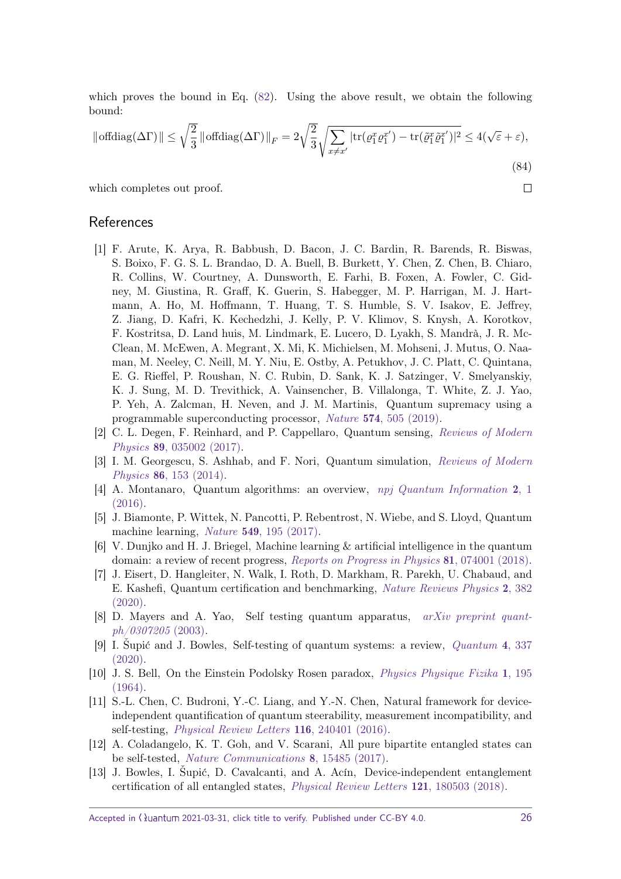which proves the bound in Eq. (82). Using the above result, we obtain the following bound:

$$
\|\mathrm{offdiag}(\Delta\Gamma)\| \leq \sqrt{\frac{2}{3}}\,\|\mathrm{offdiag}(\Delta\Gamma)\|_F = 2\sqrt{\frac{2}{3}}\sqrt{\sum_{x\neq x'} |\mathrm{tr}(\varrho_1^x \varrho_1^{x'}) - \mathrm{tr}(\tilde{\varrho}_1^x \tilde{\varrho}_1^{x'})|^2} \leq 4(\sqrt{\varepsilon}+\varepsilon), \tag{84}
$$

which completes out proof. □

## References

[1] F. Arute, K. Arya, R. Babbush, D. Bacon, J. C. Bardin, R. Barends, R. Biswas, S. Boixo, F. G. S. L. Brandao, D. A. Buell, B. Burkett, Y. Chen, Z. Chen, B. Chiaro, R. Collins, W. Courtney, A. Dunsworth, E. Farhi, B. Foxen, A. Fowler, C. Gidney, M. Giustina, R. Graff, K. Guerin, S. Habegger, M. P. Harrigan, M. J. Hartmann, A. Ho, M. Hoffmann, T. Huang, T. S. Humble, S. V. Isakov, E. Jeffrey, Z. Jiang, D. Kafri, K. Kechedzhi, J. Kelly, P. V. Klimov, S. Knysh, A. Korotkov, F. Kostritsa, D. Land huis, M. Lindmark, E. Lucero, D. Lyakh, S. Mandrà, J. R. McClean, M. McEwen, A. Megrant, X. Mi, K. Michielsen, M. Mohseni, J. Mutus, O. Naaman, M. Neeley, C. Neill, M. Y. Niu, E. Ostby, A. Petukhov, J. C. Platt, C. Quintana, E. G. Rieffel, P. Roushan, N. C. Rubin, D. Sank, K. J. Satzinger, V. Smelyanskiy, K. J. Sung, M. D. Trevithick, A. Vainsencher, B. Villalonga, T. White, Z. J. Yao, P. Yeh, A. Zalcman, H. Neven, and J. M. Martinis, Quantum supremacy using a programmable superconducting processor, *Nature* **574**, 505 (2019).

[2] C. L. Degen, F. Reinhard, and P. Cappellaro, Quantum sensing, *Reviews of Modern Physics* **89**, 035002 (2017).

[3] I. M. Georgescu, S. Ashhab, and F. Nori, Quantum simulation, *Reviews of Modern Physics* **86**, 153 (2014).

[4] A. Montanaro, Quantum algorithms: an overview, *npj Quantum Information* **2**, 1 (2016).

[5] J. Biamonte, P. Wittek, N. Pancotti, P. Rebentrost, N. Wiebe, and S. Lloyd, Quantum machine learning, *Nature* **549**, 195 (2017).

[6] V. Dunjko and H. J. Briegel, Machine learning & artificial intelligence in the quantum domain: a review of recent progress, *Reports on Progress in Physics* **81**, 074001 (2018).

[7] J. Eisert, D. Hangleiter, N. Walk, I. Roth, D. Markham, R. Parekh, U. Chabaud, and E. Kashefi, Quantum certification and benchmarking, *Nature Reviews Physics* **2**, 382 (2020).

[8] D. Mayers and A. Yao, Self testing quantum apparatus, *arXiv preprint quant-ph/0307205* (2003).

[9] I. Šupić and J. Bowles, Self-testing of quantum systems: a review, *Quantum* **4**, 337 (2020).

[10] J. S. Bell, On the Einstein Podolsky Rosen paradox, *Physics Physique Fizika* **1**, 195 (1964).

[11] S.-L. Chen, C. Budroni, Y.-C. Liang, and Y.-N. Chen, Natural framework for device-independent quantification of quantum steerability, measurement incompatibility, and self-testing, *Physical Review Letters* **116**, 240401 (2016).

[12] A. Coladangelo, K. T. Goh, and V. Scarani, All pure bipartite entangled states can be self-tested, *Nature Communications* **8**, 15485 (2017).

[13] J. Bowles, I. Šupić, D. Cavalcanti, and A. Acín, Device-independent entanglement certification of all entangled states, *Physical Review Letters* **121**, 180503 (2018).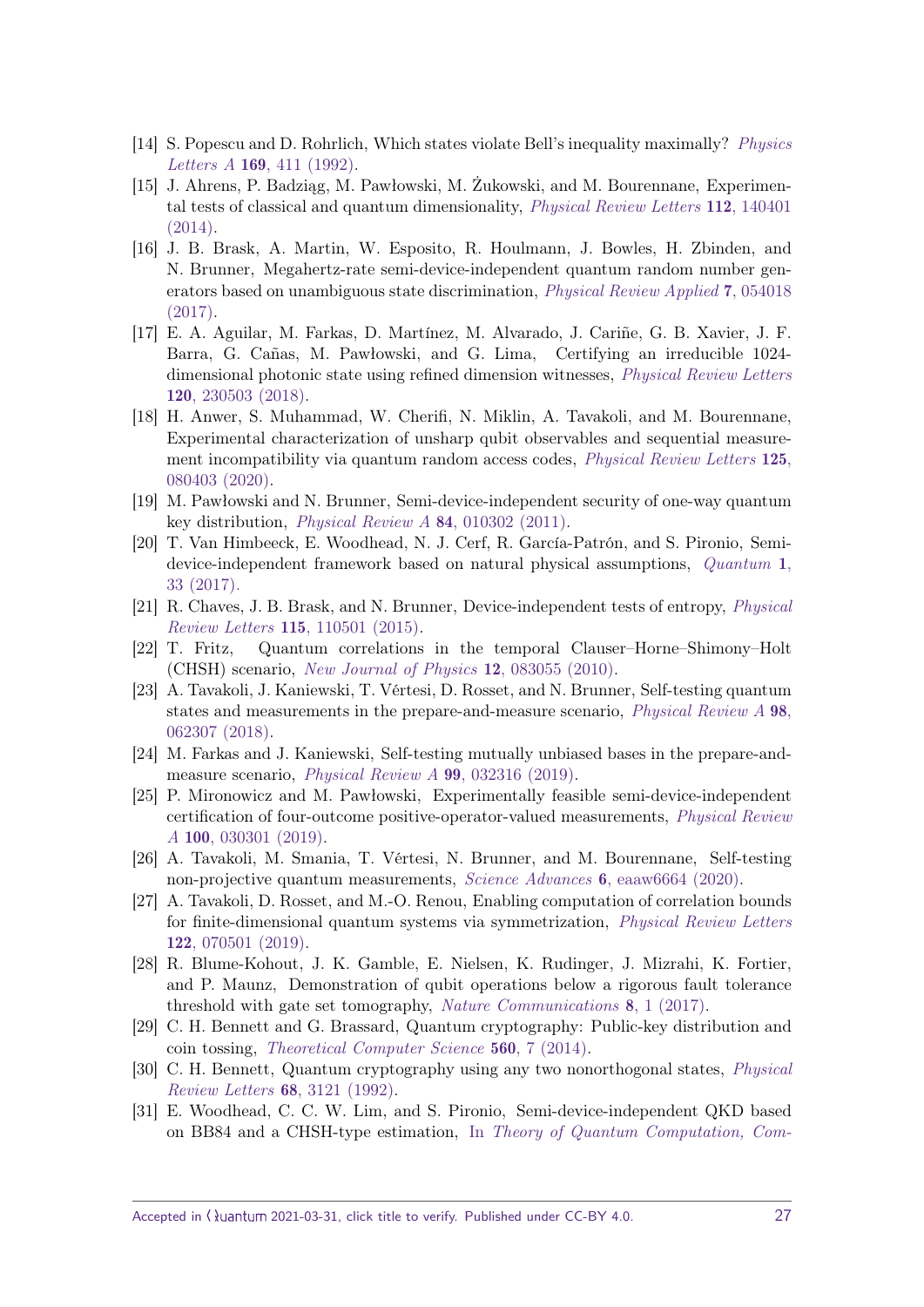[14] S. Popescu and D. Rohrlich, Which states violate Bell's inequality maximally? *Physics Letters A* **169**, 411 (1992).

[15] J. Ahrens, P. Badziąg, M. Pawłowski, M. Żukowski, and M. Bourennane, Experimental tests of classical and quantum dimensionality, *Physical Review Letters* **112**, 140401 (2014).

[16] J. B. Brask, A. Martin, W. Esposito, R. Houlmann, J. Bowles, H. Zbinden, and N. Brunner, Megahertz-rate semi-device-independent quantum random number generators based on unambiguous state discrimination, *Physical Review Applied* **7**, 054018 (2017).

[17] E. A. Aguilar, M. Farkas, D. Martínez, M. Alvarado, J. Cariñe, G. B. Xavier, J. F. Barra, G. Cañas, M. Pawłowski, and G. Lima, Certifying an irreducible 1024-dimensional photonic state using refined dimension witnesses, *Physical Review Letters* **120**, 230503 (2018).

[18] H. Anwer, S. Muhammad, W. Cherifi, N. Miklin, A. Tavakoli, and M. Bourennane, Experimental characterization of unsharp qubit observables and sequential measurement incompatibility via quantum random access codes, *Physical Review Letters* **125**, 080403 (2020).

[19] M. Pawłowski and N. Brunner, Semi-device-independent security of one-way quantum key distribution, *Physical Review A* **84**, 010302 (2011).

[20] T. Van Himbeeck, E. Woodhead, N. J. Cerf, R. García-Patrón, and S. Pironio, Semi-device-independent framework based on natural physical assumptions, *Quantum* **1**, 33 (2017).

[21] R. Chaves, J. B. Brask, and N. Brunner, Device-independent tests of entropy, *Physical Review Letters* **115**, 110501 (2015).

[22] T. Fritz, Quantum correlations in the temporal Clauser–Horne–Shimony–Holt (CHSH) scenario, *New Journal of Physics* **12**, 083055 (2010).

[23] A. Tavakoli, J. Kaniewski, T. Vértesi, D. Rosset, and N. Brunner, Self-testing quantum states and measurements in the prepare-and-measure scenario, *Physical Review A* **98**, 062307 (2018).

[24] M. Farkas and J. Kaniewski, Self-testing mutually unbiased bases in the prepare-and-measure scenario, *Physical Review A* **99**, 032316 (2019).

[25] P. Mironowicz and M. Pawłowski, Experimentally feasible semi-device-independent certification of four-outcome positive-operator-valued measurements, *Physical Review A* **100**, 030301 (2019).

[26] A. Tavakoli, M. Smania, T. Vértesi, N. Brunner, and M. Bourennane, Self-testing non-projective quantum measurements, *Science Advances* **6**, eaaw6664 (2020).

[27] A. Tavakoli, D. Rosset, and M.-O. Renou, Enabling computation of correlation bounds for finite-dimensional quantum systems via symmetrization, *Physical Review Letters* **122**, 070501 (2019).

[28] R. Blume-Kohout, J. K. Gamble, E. Nielsen, K. Rudinger, J. Mizrahi, K. Fortier, and P. Maunz, Demonstration of qubit operations below a rigorous fault tolerance threshold with gate set tomography, *Nature Communications* **8**, 1 (2017).

[29] C. H. Bennett and G. Brassard, Quantum cryptography: Public-key distribution and coin tossing, *Theoretical Computer Science* **560**, 7 (2014).

[30] C. H. Bennett, Quantum cryptography using any two nonorthogonal states, *Physical Review Letters* **68**, 3121 (1992).

[31] E. Woodhead, C. C. W. Lim, and S. Pironio, Semi-device-independent QKD based on BB84 and a CHSH-type estimation, In *Theory of Quantum Computation, Com-*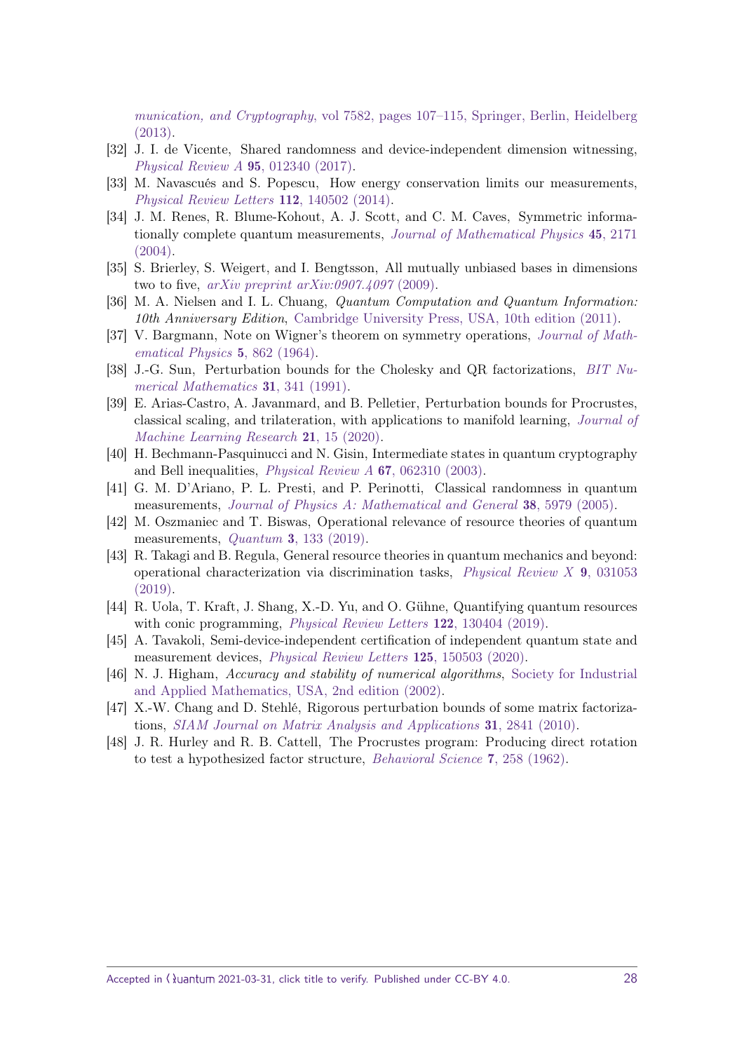*munication, and Cryptography*, vol 7582, pages 107–115, Springer, Berlin, Heidelberg (2013).

[32] J. I. de Vicente, Shared randomness and device-independent dimension witnessing, *Physical Review A* **95**, 012340 (2017).

[33] M. Navascués and S. Popescu, How energy conservation limits our measurements, *Physical Review Letters* **112**, 140502 (2014).

[34] J. M. Renes, R. Blume-Kohout, A. J. Scott, and C. M. Caves, Symmetric informationally complete quantum measurements, *Journal of Mathematical Physics* **45**, 2171 (2004).

[35] S. Brierley, S. Weigert, and I. Bengtsson, All mutually unbiased bases in dimensions two to five, *arXiv preprint arXiv:0907.4097* (2009).

[36] M. A. Nielsen and I. L. Chuang, *Quantum Computation and Quantum Information: 10th Anniversary Edition*, Cambridge University Press, USA, 10th edition (2011).

[37] V. Bargmann, Note on Wigner's theorem on symmetry operations, *Journal of Mathematical Physics* **5**, 862 (1964).

[38] J.-G. Sun, Perturbation bounds for the Cholesky and QR factorizations, *BIT Numerical Mathematics* **31**, 341 (1991).

[39] E. Arias-Castro, A. Javanmard, and B. Pelletier, Perturbation bounds for Procrustes, classical scaling, and trilateration, with applications to manifold learning, *Journal of Machine Learning Research* **21**, 15 (2020).

[40] H. Bechmann-Pasquinucci and N. Gisin, Intermediate states in quantum cryptography and Bell inequalities, *Physical Review A* **67**, 062310 (2003).

[41] G. M. D'Ariano, P. L. Presti, and P. Perinotti, Classical randomness in quantum measurements, *Journal of Physics A: Mathematical and General* **38**, 5979 (2005).

[42] M. Oszmaniec and T. Biswas, Operational relevance of resource theories of quantum measurements, *Quantum* **3**, 133 (2019).

[43] R. Takagi and B. Regula, General resource theories in quantum mechanics and beyond: operational characterization via discrimination tasks, *Physical Review X* **9**, 031053 (2019).

[44] R. Uola, T. Kraft, J. Shang, X.-D. Yu, and O. Gühne, Quantifying quantum resources with conic programming, *Physical Review Letters* **122**, 130404 (2019).

[45] A. Tavakoli, Semi-device-independent certification of independent quantum state and measurement devices, *Physical Review Letters* **125**, 150503 (2020).

[46] N. J. Higham, *Accuracy and stability of numerical algorithms*, Society for Industrial and Applied Mathematics, USA, 2nd edition (2002).

[47] X.-W. Chang and D. Stehlé, Rigorous perturbation bounds of some matrix factorizations, *SIAM Journal on Matrix Analysis and Applications* **31**, 2841 (2010).

[48] J. R. Hurley and R. B. Cattell, The Procrustes program: Producing direct rotation to test a hypothesized factor structure, *Behavioral Science* **7**, 258 (1962).